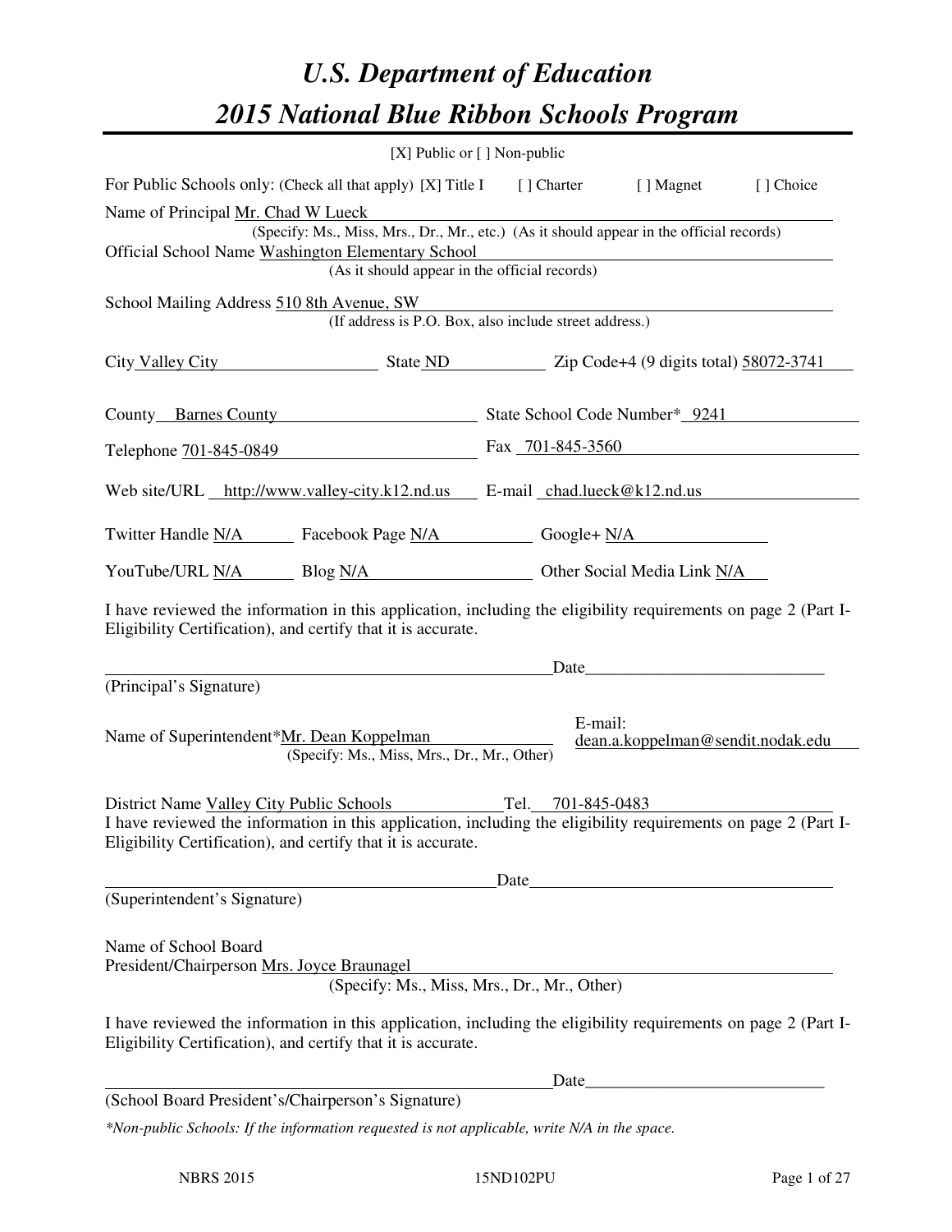# U.S. Department of Education
# 2015 National Blue Ribbon Schools Program

[X] Public or [ ] Non-public

For Public Schools only: (Check all that apply) [X] Title I [ ] Charter [ ] Magnet [ ] Choice

Name of Principal Mr. Chad W Lueck
(Specify: Ms., Miss, Mrs., Dr., Mr., etc.) (As it should appear in the official records)

Official School Name Washington Elementary School
(As it should appear in the official records)

School Mailing Address 510 8th Avenue, SW
(If address is P.O. Box, also include street address.)

City Valley City State ND Zip Code+4 (9 digits total) 58072-3741

County Barnes County State School Code Number* 9241

Telephone 701-845-0849 Fax 701-845-3560

Web site/URL http://www.valley-city.k12.nd.us E-mail chad.lueck@k12.nd.us

Twitter Handle N/A Facebook Page N/A Google+ N/A

YouTube/URL N/A Blog N/A Other Social Media Link N/A

I have reviewed the information in this application, including the eligibility requirements on page 2 (Part I-Eligibility Certification), and certify that it is accurate.

_______________________________________ Date_______________________
(Principal's Signature)

Name of Superintendent*Mr. Dean Koppelman
(Specify: Ms., Miss, Mrs., Dr., Mr., Other)

E-mail: dean.a.koppelman@sendit.nodak.edu

District Name Valley City Public Schools Tel. 701-845-0483

I have reviewed the information in this application, including the eligibility requirements on page 2 (Part I-Eligibility Certification), and certify that it is accurate.

_______________________________________ Date_______________________
(Superintendent's Signature)

Name of School Board
President/Chairperson Mrs. Joyce Braunagel
(Specify: Ms., Miss, Mrs., Dr., Mr., Other)

I have reviewed the information in this application, including the eligibility requirements on page 2 (Part I-Eligibility Certification), and certify that it is accurate.

_______________________________________ Date_______________________
(School Board President's/Chairperson's Signature)

*\*Non-public Schools: If the information requested is not applicable, write N/A in the space.*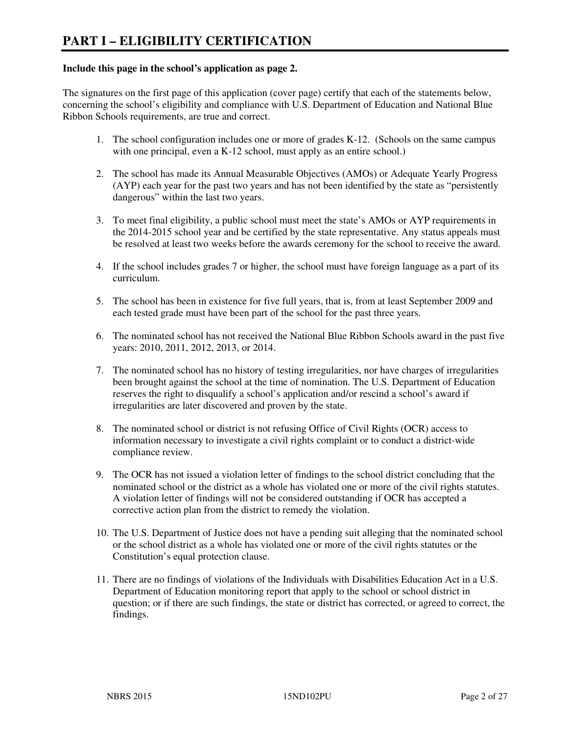# PART I – ELIGIBILITY CERTIFICATION

**Include this page in the school's application as page 2.**

The signatures on the first page of this application (cover page) certify that each of the statements below, concerning the school's eligibility and compliance with U.S. Department of Education and National Blue Ribbon Schools requirements, are true and correct.

1. The school configuration includes one or more of grades K-12. (Schools on the same campus with one principal, even a K-12 school, must apply as an entire school.)

2. The school has made its Annual Measurable Objectives (AMOs) or Adequate Yearly Progress (AYP) each year for the past two years and has not been identified by the state as "persistently dangerous" within the last two years.

3. To meet final eligibility, a public school must meet the state's AMOs or AYP requirements in the 2014-2015 school year and be certified by the state representative. Any status appeals must be resolved at least two weeks before the awards ceremony for the school to receive the award.

4. If the school includes grades 7 or higher, the school must have foreign language as a part of its curriculum.

5. The school has been in existence for five full years, that is, from at least September 2009 and each tested grade must have been part of the school for the past three years.

6. The nominated school has not received the National Blue Ribbon Schools award in the past five years: 2010, 2011, 2012, 2013, or 2014.

7. The nominated school has no history of testing irregularities, nor have charges of irregularities been brought against the school at the time of nomination. The U.S. Department of Education reserves the right to disqualify a school's application and/or rescind a school's award if irregularities are later discovered and proven by the state.

8. The nominated school or district is not refusing Office of Civil Rights (OCR) access to information necessary to investigate a civil rights complaint or to conduct a district-wide compliance review.

9. The OCR has not issued a violation letter of findings to the school district concluding that the nominated school or the district as a whole has violated one or more of the civil rights statutes. A violation letter of findings will not be considered outstanding if OCR has accepted a corrective action plan from the district to remedy the violation.

10. The U.S. Department of Justice does not have a pending suit alleging that the nominated school or the school district as a whole has violated one or more of the civil rights statutes or the Constitution's equal protection clause.

11. There are no findings of violations of the Individuals with Disabilities Education Act in a U.S. Department of Education monitoring report that apply to the school or school district in question; or if there are such findings, the state or district has corrected, or agreed to correct, the findings.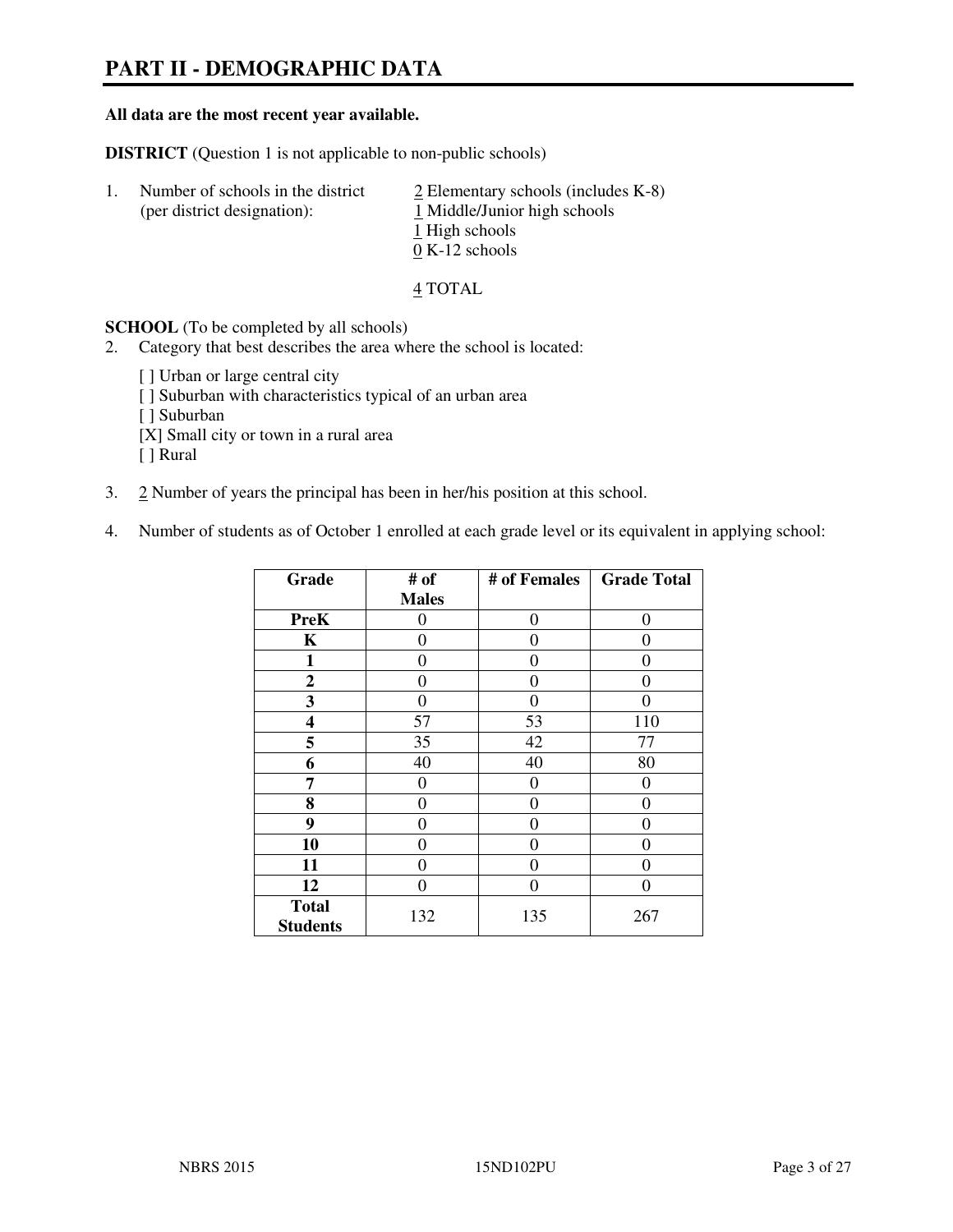# PART II - DEMOGRAPHIC DATA

**All data are the most recent year available.**

**DISTRICT** (Question 1 is not applicable to non-public schools)

1. Number of schools in the district (per district designation):
   - 2 Elementary schools (includes K-8)
   - 1 Middle/Junior high schools
   - 1 High schools
   - 0 K-12 schools

   4 TOTAL

**SCHOOL** (To be completed by all schools)

2. Category that best describes the area where the school is located:

   [ ] Urban or large central city
   [ ] Suburban with characteristics typical of an urban area
   [ ] Suburban
   [X] Small city or town in a rural area
   [ ] Rural

3. 2 Number of years the principal has been in her/his position at this school.

4. Number of students as of October 1 enrolled at each grade level or its equivalent in applying school:

| Grade | # of Males | # of Females | Grade Total |
|---|---|---|---|
| **PreK** | 0 | 0 | 0 |
| **K** | 0 | 0 | 0 |
| **1** | 0 | 0 | 0 |
| **2** | 0 | 0 | 0 |
| **3** | 0 | 0 | 0 |
| **4** | 57 | 53 | 110 |
| **5** | 35 | 42 | 77 |
| **6** | 40 | 40 | 80 |
| **7** | 0 | 0 | 0 |
| **8** | 0 | 0 | 0 |
| **9** | 0 | 0 | 0 |
| **10** | 0 | 0 | 0 |
| **11** | 0 | 0 | 0 |
| **12** | 0 | 0 | 0 |
| **Total Students** | 132 | 135 | 267 |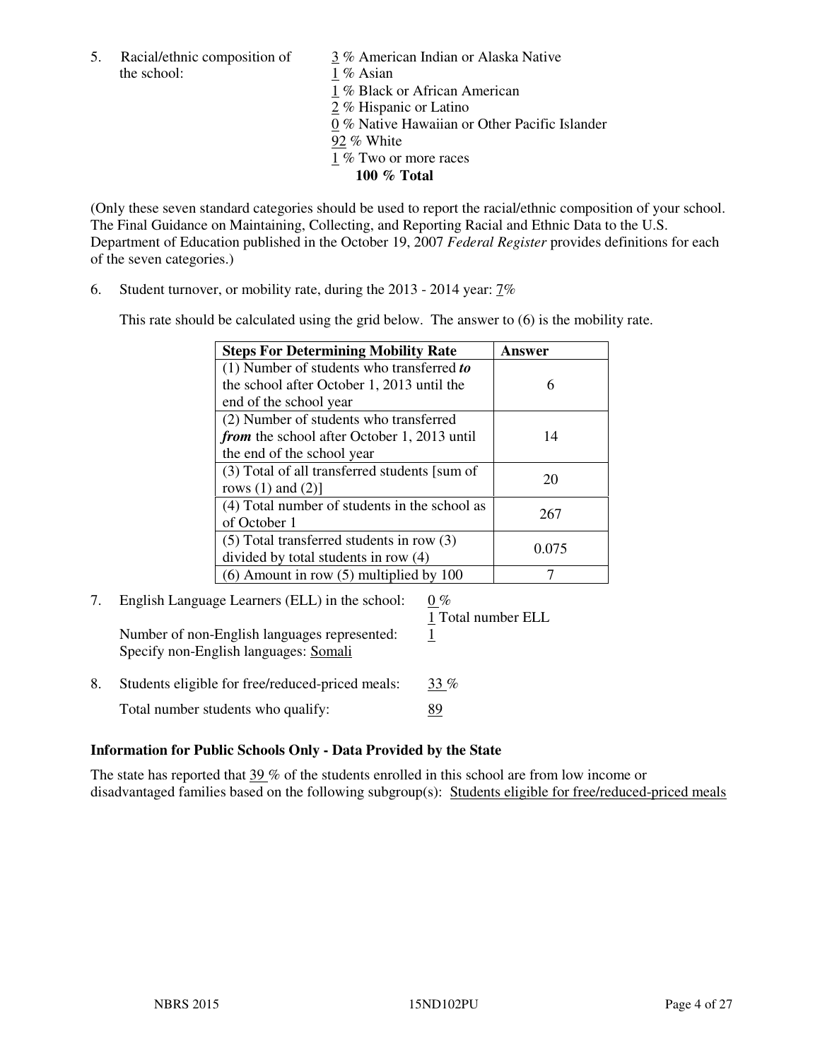5. Racial/ethnic composition of the school:

3 % American Indian or Alaska Native
1 % Asian
1 % Black or African American
2 % Hispanic or Latino
0 % Native Hawaiian or Other Pacific Islander
92 % White
1 % Two or more races
**100 % Total**

(Only these seven standard categories should be used to report the racial/ethnic composition of your school. The Final Guidance on Maintaining, Collecting, and Reporting Racial and Ethnic Data to the U.S. Department of Education published in the October 19, 2007 *Federal Register* provides definitions for each of the seven categories.)

6. Student turnover, or mobility rate, during the 2013 - 2014 year: 7%

This rate should be calculated using the grid below. The answer to (6) is the mobility rate.

| **Steps For Determining Mobility Rate** | **Answer** |
|---|---|
| (1) Number of students who transferred ***to*** the school after October 1, 2013 until the end of the school year | 6 |
| (2) Number of students who transferred ***from*** the school after October 1, 2013 until the end of the school year | 14 |
| (3) Total of all transferred students [sum of rows (1) and (2)] | 20 |
| (4) Total number of students in the school as of October 1 | 267 |
| (5) Total transferred students in row (3) divided by total students in row (4) | 0.075 |
| (6) Amount in row (5) multiplied by 100 | 7 |

7. English Language Learners (ELL) in the school: 0 %
1 Total number ELL

Number of non-English languages represented: 1
Specify non-English languages: Somali

8. Students eligible for free/reduced-priced meals: 33 %

Total number students who qualify: 89

### Information for Public Schools Only - Data Provided by the State

The state has reported that 39 % of the students enrolled in this school are from low income or disadvantaged families based on the following subgroup(s): Students eligible for free/reduced-priced meals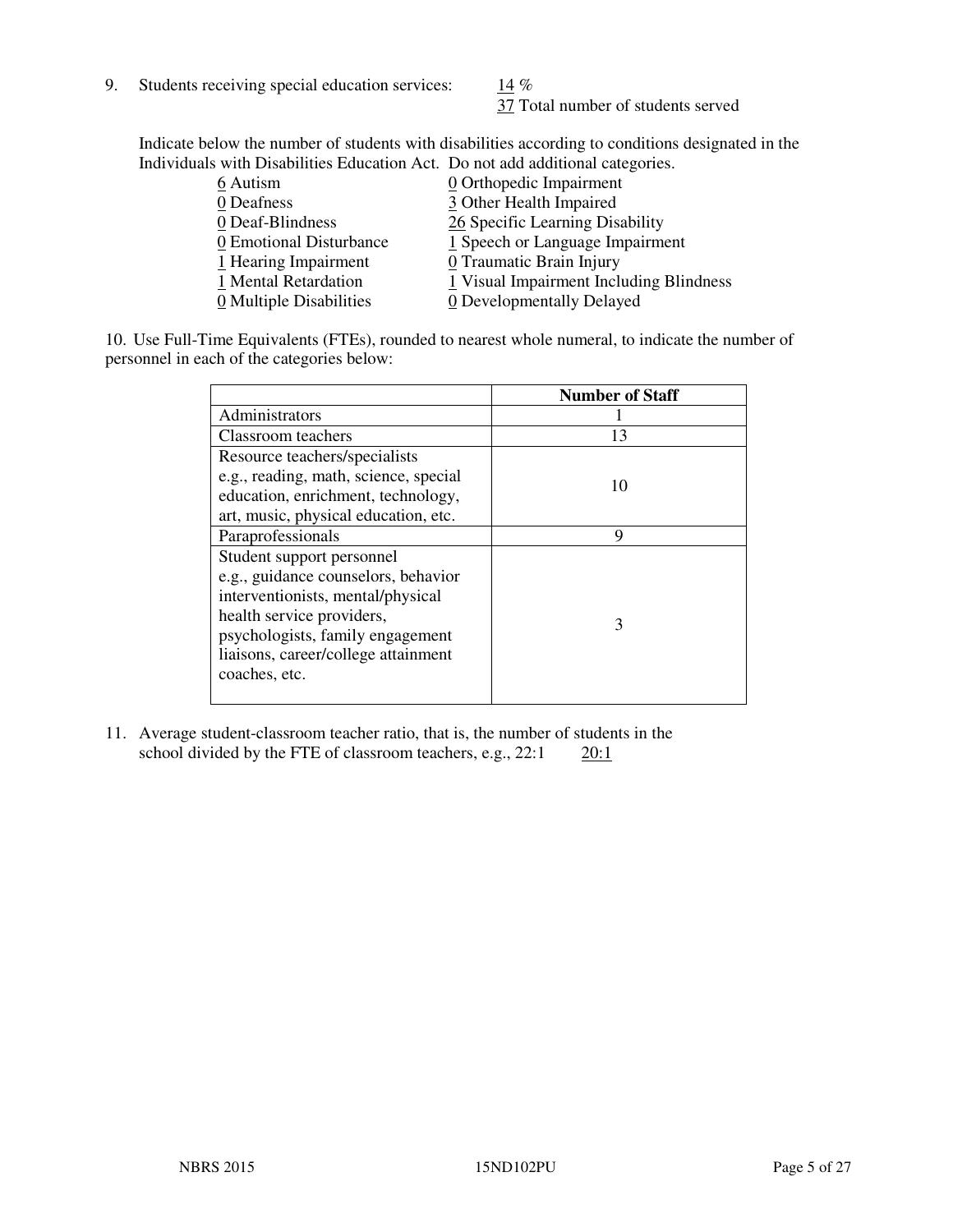9. Students receiving special education services: 14 %
   37 Total number of students served

   Indicate below the number of students with disabilities according to conditions designated in the Individuals with Disabilities Education Act. Do not add additional categories.

   6 Autism
   0 Deafness
   0 Deaf-Blindness
   0 Emotional Disturbance
   1 Hearing Impairment
   1 Mental Retardation
   0 Multiple Disabilities
   0 Orthopedic Impairment
   3 Other Health Impaired
   26 Specific Learning Disability
   1 Speech or Language Impairment
   0 Traumatic Brain Injury
   1 Visual Impairment Including Blindness
   0 Developmentally Delayed

10. Use Full-Time Equivalents (FTEs), rounded to nearest whole numeral, to indicate the number of personnel in each of the categories below:

| | **Number of Staff** |
|---|---|
| Administrators | 1 |
| Classroom teachers | 13 |
| Resource teachers/specialists e.g., reading, math, science, special education, enrichment, technology, art, music, physical education, etc. | 10 |
| Paraprofessionals | 9 |
| Student support personnel e.g., guidance counselors, behavior interventionists, mental/physical health service providers, psychologists, family engagement liaisons, career/college attainment coaches, etc. | 3 |

11. Average student-classroom teacher ratio, that is, the number of students in the school divided by the FTE of classroom teachers, e.g., 22:1 20:1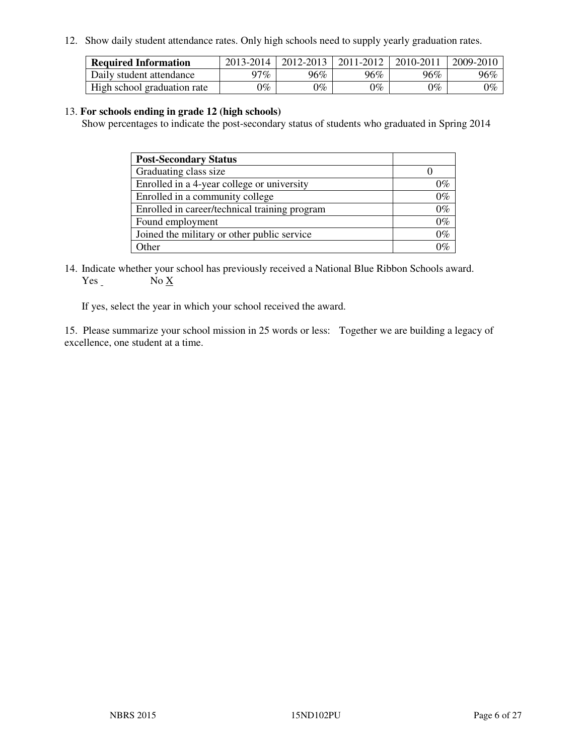12. Show daily student attendance rates. Only high schools need to supply yearly graduation rates.

| **Required Information** | 2013-2014 | 2012-2013 | 2011-2012 | 2010-2011 | 2009-2010 |
|---|---|---|---|---|---|
| Daily student attendance | 97% | 96% | 96% | 96% | 96% |
| High school graduation rate | 0% | 0% | 0% | 0% | 0% |

13. **For schools ending in grade 12 (high schools)**
Show percentages to indicate the post-secondary status of students who graduated in Spring 2014

| **Post-Secondary Status** | |
|---|---|
| Graduating class size | 0 |
| Enrolled in a 4-year college or university | 0% |
| Enrolled in a community college | 0% |
| Enrolled in career/technical training program | 0% |
| Found employment | 0% |
| Joined the military or other public service | 0% |
| Other | 0% |

14. Indicate whether your school has previously received a National Blue Ribbon Schools award.
Yes _ No X

If yes, select the year in which your school received the award.

15. Please summarize your school mission in 25 words or less: Together we are building a legacy of excellence, one student at a time.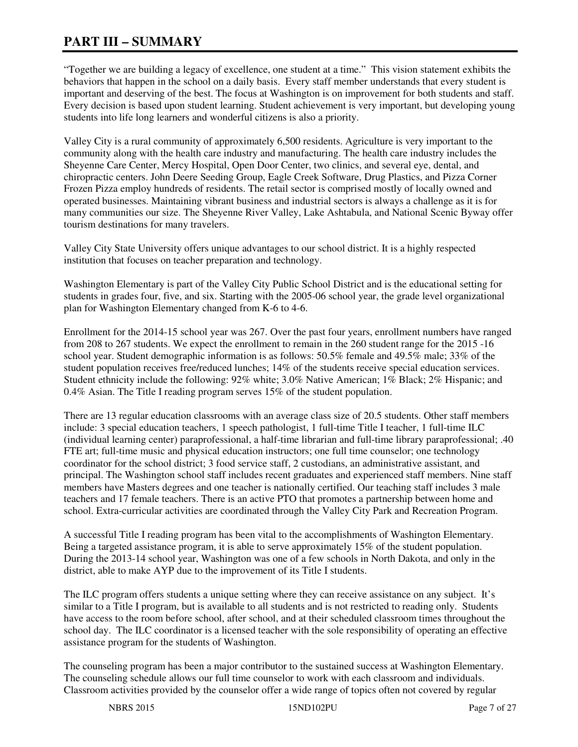# PART III – SUMMARY

"Together we are building a legacy of excellence, one student at a time." This vision statement exhibits the behaviors that happen in the school on a daily basis. Every staff member understands that every student is important and deserving of the best. The focus at Washington is on improvement for both students and staff. Every decision is based upon student learning. Student achievement is very important, but developing young students into life long learners and wonderful citizens is also a priority.

Valley City is a rural community of approximately 6,500 residents. Agriculture is very important to the community along with the health care industry and manufacturing. The health care industry includes the Sheyenne Care Center, Mercy Hospital, Open Door Center, two clinics, and several eye, dental, and chiropractic centers. John Deere Seeding Group, Eagle Creek Software, Drug Plastics, and Pizza Corner Frozen Pizza employ hundreds of residents. The retail sector is comprised mostly of locally owned and operated businesses. Maintaining vibrant business and industrial sectors is always a challenge as it is for many communities our size. The Sheyenne River Valley, Lake Ashtabula, and National Scenic Byway offer tourism destinations for many travelers.

Valley City State University offers unique advantages to our school district. It is a highly respected institution that focuses on teacher preparation and technology.

Washington Elementary is part of the Valley City Public School District and is the educational setting for students in grades four, five, and six. Starting with the 2005-06 school year, the grade level organizational plan for Washington Elementary changed from K-6 to 4-6.

Enrollment for the 2014-15 school year was 267. Over the past four years, enrollment numbers have ranged from 208 to 267 students. We expect the enrollment to remain in the 260 student range for the 2015 -16 school year. Student demographic information is as follows: 50.5% female and 49.5% male; 33% of the student population receives free/reduced lunches; 14% of the students receive special education services. Student ethnicity include the following: 92% white; 3.0% Native American; 1% Black; 2% Hispanic; and 0.4% Asian. The Title I reading program serves 15% of the student population.

There are 13 regular education classrooms with an average class size of 20.5 students. Other staff members include: 3 special education teachers, 1 speech pathologist, 1 full-time Title I teacher, 1 full-time ILC (individual learning center) paraprofessional, a half-time librarian and full-time library paraprofessional; .40 FTE art; full-time music and physical education instructors; one full time counselor; one technology coordinator for the school district; 3 food service staff, 2 custodians, an administrative assistant, and principal. The Washington school staff includes recent graduates and experienced staff members. Nine staff members have Masters degrees and one teacher is nationally certified. Our teaching staff includes 3 male teachers and 17 female teachers. There is an active PTO that promotes a partnership between home and school. Extra-curricular activities are coordinated through the Valley City Park and Recreation Program.

A successful Title I reading program has been vital to the accomplishments of Washington Elementary. Being a targeted assistance program, it is able to serve approximately 15% of the student population. During the 2013-14 school year, Washington was one of a few schools in North Dakota, and only in the district, able to make AYP due to the improvement of its Title I students.

The ILC program offers students a unique setting where they can receive assistance on any subject. It's similar to a Title I program, but is available to all students and is not restricted to reading only. Students have access to the room before school, after school, and at their scheduled classroom times throughout the school day. The ILC coordinator is a licensed teacher with the sole responsibility of operating an effective assistance program for the students of Washington.

The counseling program has been a major contributor to the sustained success at Washington Elementary. The counseling schedule allows our full time counselor to work with each classroom and individuals. Classroom activities provided by the counselor offer a wide range of topics often not covered by regular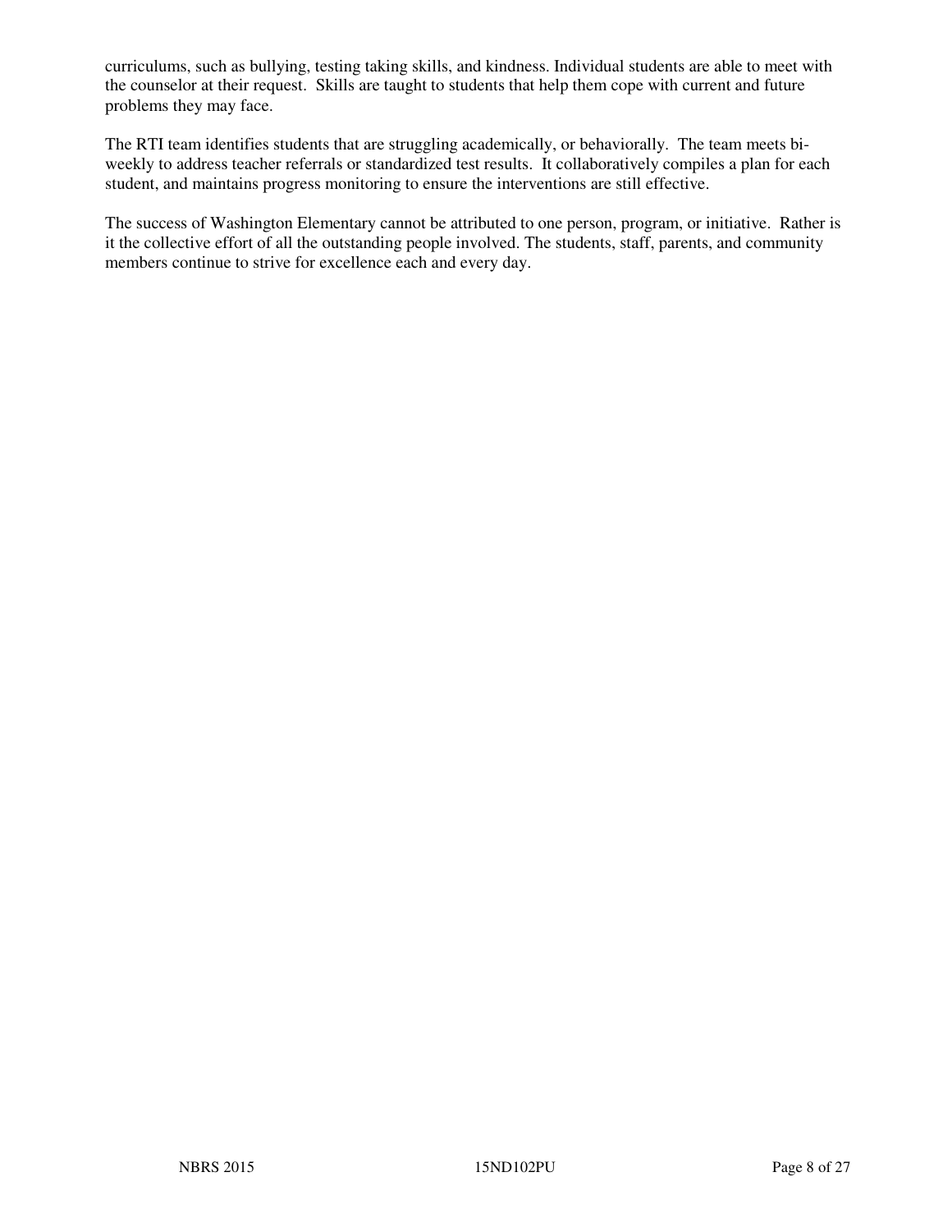curriculums, such as bullying, testing taking skills, and kindness. Individual students are able to meet with the counselor at their request. Skills are taught to students that help them cope with current and future problems they may face.

The RTI team identifies students that are struggling academically, or behaviorally. The team meets bi-weekly to address teacher referrals or standardized test results. It collaboratively compiles a plan for each student, and maintains progress monitoring to ensure the interventions are still effective.

The success of Washington Elementary cannot be attributed to one person, program, or initiative. Rather is it the collective effort of all the outstanding people involved. The students, staff, parents, and community members continue to strive for excellence each and every day.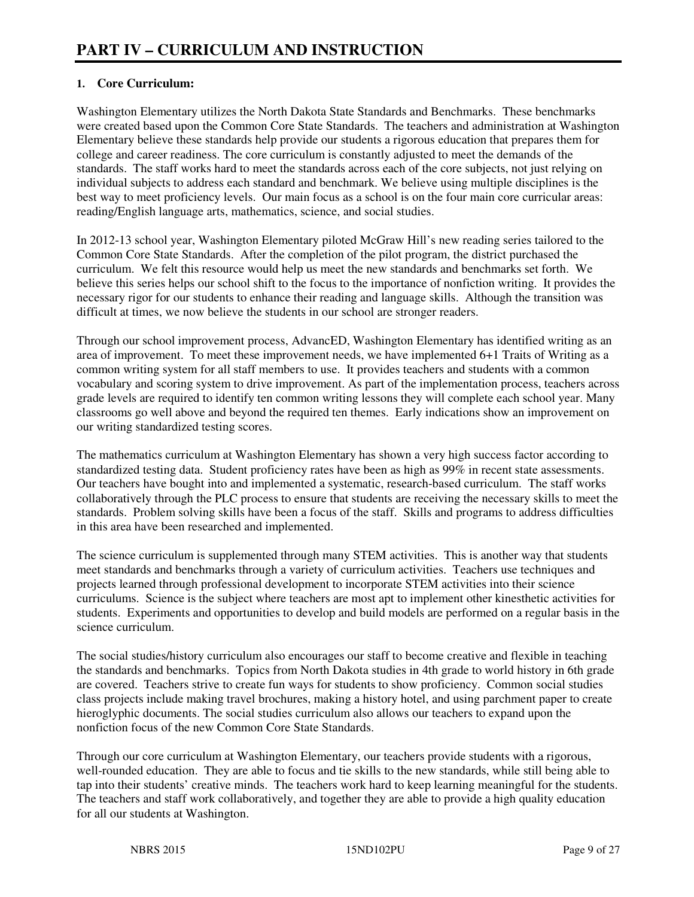# PART IV – CURRICULUM AND INSTRUCTION

**1. Core Curriculum:**

Washington Elementary utilizes the North Dakota State Standards and Benchmarks. These benchmarks were created based upon the Common Core State Standards. The teachers and administration at Washington Elementary believe these standards help provide our students a rigorous education that prepares them for college and career readiness. The core curriculum is constantly adjusted to meet the demands of the standards. The staff works hard to meet the standards across each of the core subjects, not just relying on individual subjects to address each standard and benchmark. We believe using multiple disciplines is the best way to meet proficiency levels. Our main focus as a school is on the four main core curricular areas: reading/English language arts, mathematics, science, and social studies.

In 2012-13 school year, Washington Elementary piloted McGraw Hill's new reading series tailored to the Common Core State Standards. After the completion of the pilot program, the district purchased the curriculum. We felt this resource would help us meet the new standards and benchmarks set forth. We believe this series helps our school shift to the focus to the importance of nonfiction writing. It provides the necessary rigor for our students to enhance their reading and language skills. Although the transition was difficult at times, we now believe the students in our school are stronger readers.

Through our school improvement process, AdvancED, Washington Elementary has identified writing as an area of improvement. To meet these improvement needs, we have implemented 6+1 Traits of Writing as a common writing system for all staff members to use. It provides teachers and students with a common vocabulary and scoring system to drive improvement. As part of the implementation process, teachers across grade levels are required to identify ten common writing lessons they will complete each school year. Many classrooms go well above and beyond the required ten themes. Early indications show an improvement on our writing standardized testing scores.

The mathematics curriculum at Washington Elementary has shown a very high success factor according to standardized testing data. Student proficiency rates have been as high as 99% in recent state assessments. Our teachers have bought into and implemented a systematic, research-based curriculum. The staff works collaboratively through the PLC process to ensure that students are receiving the necessary skills to meet the standards. Problem solving skills have been a focus of the staff. Skills and programs to address difficulties in this area have been researched and implemented.

The science curriculum is supplemented through many STEM activities. This is another way that students meet standards and benchmarks through a variety of curriculum activities. Teachers use techniques and projects learned through professional development to incorporate STEM activities into their science curriculums. Science is the subject where teachers are most apt to implement other kinesthetic activities for students. Experiments and opportunities to develop and build models are performed on a regular basis in the science curriculum.

The social studies/history curriculum also encourages our staff to become creative and flexible in teaching the standards and benchmarks. Topics from North Dakota studies in 4th grade to world history in 6th grade are covered. Teachers strive to create fun ways for students to show proficiency. Common social studies class projects include making travel brochures, making a history hotel, and using parchment paper to create hieroglyphic documents. The social studies curriculum also allows our teachers to expand upon the nonfiction focus of the new Common Core State Standards.

Through our core curriculum at Washington Elementary, our teachers provide students with a rigorous, well-rounded education. They are able to focus and tie skills to the new standards, while still being able to tap into their students' creative minds. The teachers work hard to keep learning meaningful for the students. The teachers and staff work collaboratively, and together they are able to provide a high quality education for all our students at Washington.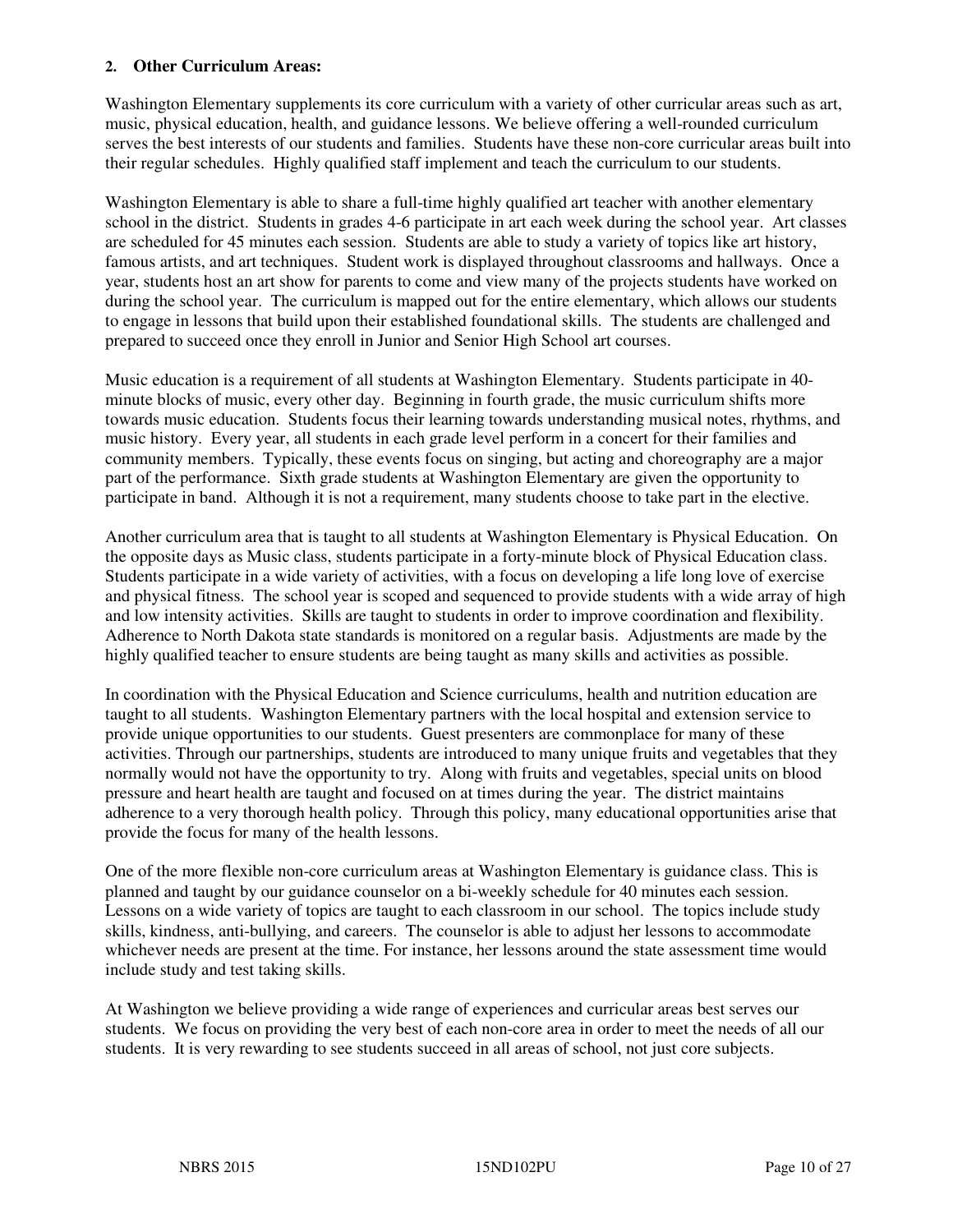**2. Other Curriculum Areas:**

Washington Elementary supplements its core curriculum with a variety of other curricular areas such as art, music, physical education, health, and guidance lessons. We believe offering a well-rounded curriculum serves the best interests of our students and families. Students have these non-core curricular areas built into their regular schedules. Highly qualified staff implement and teach the curriculum to our students.

Washington Elementary is able to share a full-time highly qualified art teacher with another elementary school in the district. Students in grades 4-6 participate in art each week during the school year. Art classes are scheduled for 45 minutes each session. Students are able to study a variety of topics like art history, famous artists, and art techniques. Student work is displayed throughout classrooms and hallways. Once a year, students host an art show for parents to come and view many of the projects students have worked on during the school year. The curriculum is mapped out for the entire elementary, which allows our students to engage in lessons that build upon their established foundational skills. The students are challenged and prepared to succeed once they enroll in Junior and Senior High School art courses.

Music education is a requirement of all students at Washington Elementary. Students participate in 40-minute blocks of music, every other day. Beginning in fourth grade, the music curriculum shifts more towards music education. Students focus their learning towards understanding musical notes, rhythms, and music history. Every year, all students in each grade level perform in a concert for their families and community members. Typically, these events focus on singing, but acting and choreography are a major part of the performance. Sixth grade students at Washington Elementary are given the opportunity to participate in band. Although it is not a requirement, many students choose to take part in the elective.

Another curriculum area that is taught to all students at Washington Elementary is Physical Education. On the opposite days as Music class, students participate in a forty-minute block of Physical Education class. Students participate in a wide variety of activities, with a focus on developing a life long love of exercise and physical fitness. The school year is scoped and sequenced to provide students with a wide array of high and low intensity activities. Skills are taught to students in order to improve coordination and flexibility. Adherence to North Dakota state standards is monitored on a regular basis. Adjustments are made by the highly qualified teacher to ensure students are being taught as many skills and activities as possible.

In coordination with the Physical Education and Science curriculums, health and nutrition education are taught to all students. Washington Elementary partners with the local hospital and extension service to provide unique opportunities to our students. Guest presenters are commonplace for many of these activities. Through our partnerships, students are introduced to many unique fruits and vegetables that they normally would not have the opportunity to try. Along with fruits and vegetables, special units on blood pressure and heart health are taught and focused on at times during the year. The district maintains adherence to a very thorough health policy. Through this policy, many educational opportunities arise that provide the focus for many of the health lessons.

One of the more flexible non-core curriculum areas at Washington Elementary is guidance class. This is planned and taught by our guidance counselor on a bi-weekly schedule for 40 minutes each session. Lessons on a wide variety of topics are taught to each classroom in our school. The topics include study skills, kindness, anti-bullying, and careers. The counselor is able to adjust her lessons to accommodate whichever needs are present at the time. For instance, her lessons around the state assessment time would include study and test taking skills.

At Washington we believe providing a wide range of experiences and curricular areas best serves our students. We focus on providing the very best of each non-core area in order to meet the needs of all our students. It is very rewarding to see students succeed in all areas of school, not just core subjects.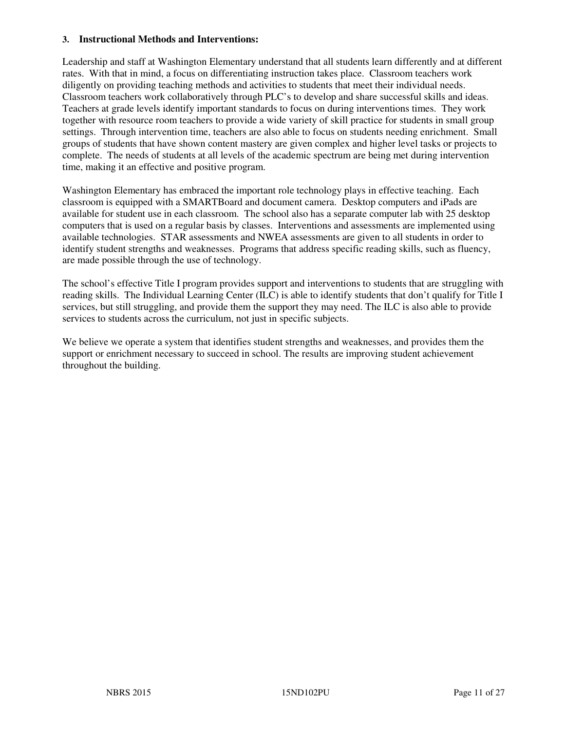### 3. Instructional Methods and Interventions:

Leadership and staff at Washington Elementary understand that all students learn differently and at different rates. With that in mind, a focus on differentiating instruction takes place. Classroom teachers work diligently on providing teaching methods and activities to students that meet their individual needs. Classroom teachers work collaboratively through PLC's to develop and share successful skills and ideas. Teachers at grade levels identify important standards to focus on during interventions times. They work together with resource room teachers to provide a wide variety of skill practice for students in small group settings. Through intervention time, teachers are also able to focus on students needing enrichment. Small groups of students that have shown content mastery are given complex and higher level tasks or projects to complete. The needs of students at all levels of the academic spectrum are being met during intervention time, making it an effective and positive program.

Washington Elementary has embraced the important role technology plays in effective teaching. Each classroom is equipped with a SMARTBoard and document camera. Desktop computers and iPads are available for student use in each classroom. The school also has a separate computer lab with 25 desktop computers that is used on a regular basis by classes. Interventions and assessments are implemented using available technologies. STAR assessments and NWEA assessments are given to all students in order to identify student strengths and weaknesses. Programs that address specific reading skills, such as fluency, are made possible through the use of technology.

The school's effective Title I program provides support and interventions to students that are struggling with reading skills. The Individual Learning Center (ILC) is able to identify students that don't qualify for Title I services, but still struggling, and provide them the support they may need. The ILC is also able to provide services to students across the curriculum, not just in specific subjects.

We believe we operate a system that identifies student strengths and weaknesses, and provides them the support or enrichment necessary to succeed in school. The results are improving student achievement throughout the building.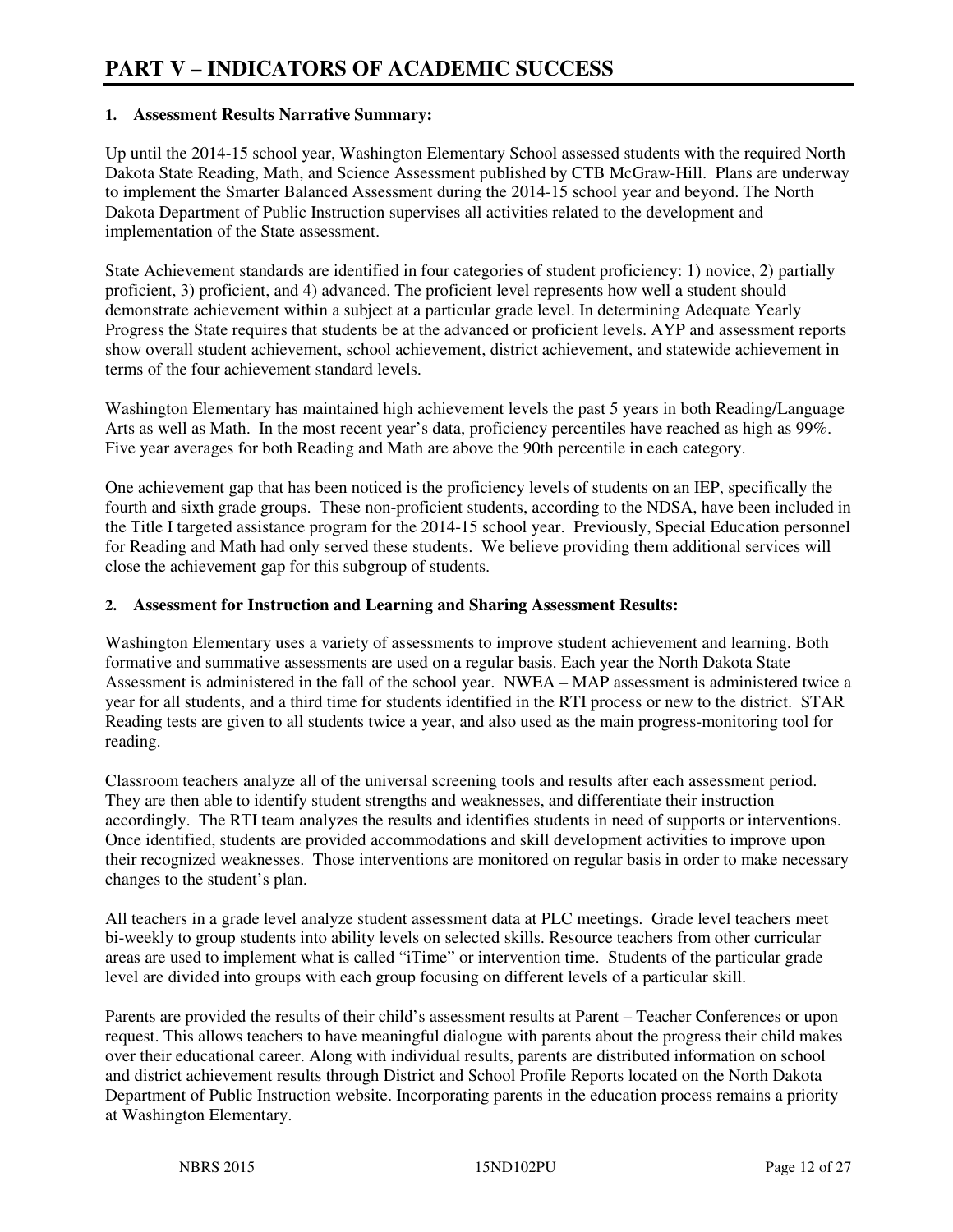# PART V – INDICATORS OF ACADEMIC SUCCESS

**1. Assessment Results Narrative Summary:**

Up until the 2014-15 school year, Washington Elementary School assessed students with the required North Dakota State Reading, Math, and Science Assessment published by CTB McGraw-Hill. Plans are underway to implement the Smarter Balanced Assessment during the 2014-15 school year and beyond. The North Dakota Department of Public Instruction supervises all activities related to the development and implementation of the State assessment.

State Achievement standards are identified in four categories of student proficiency: 1) novice, 2) partially proficient, 3) proficient, and 4) advanced. The proficient level represents how well a student should demonstrate achievement within a subject at a particular grade level. In determining Adequate Yearly Progress the State requires that students be at the advanced or proficient levels. AYP and assessment reports show overall student achievement, school achievement, district achievement, and statewide achievement in terms of the four achievement standard levels.

Washington Elementary has maintained high achievement levels the past 5 years in both Reading/Language Arts as well as Math. In the most recent year's data, proficiency percentiles have reached as high as 99%. Five year averages for both Reading and Math are above the 90th percentile in each category.

One achievement gap that has been noticed is the proficiency levels of students on an IEP, specifically the fourth and sixth grade groups. These non-proficient students, according to the NDSA, have been included in the Title I targeted assistance program for the 2014-15 school year. Previously, Special Education personnel for Reading and Math had only served these students. We believe providing them additional services will close the achievement gap for this subgroup of students.

**2. Assessment for Instruction and Learning and Sharing Assessment Results:**

Washington Elementary uses a variety of assessments to improve student achievement and learning. Both formative and summative assessments are used on a regular basis. Each year the North Dakota State Assessment is administered in the fall of the school year. NWEA – MAP assessment is administered twice a year for all students, and a third time for students identified in the RTI process or new to the district. STAR Reading tests are given to all students twice a year, and also used as the main progress-monitoring tool for reading.

Classroom teachers analyze all of the universal screening tools and results after each assessment period. They are then able to identify student strengths and weaknesses, and differentiate their instruction accordingly. The RTI team analyzes the results and identifies students in need of supports or interventions. Once identified, students are provided accommodations and skill development activities to improve upon their recognized weaknesses. Those interventions are monitored on regular basis in order to make necessary changes to the student's plan.

All teachers in a grade level analyze student assessment data at PLC meetings. Grade level teachers meet bi-weekly to group students into ability levels on selected skills. Resource teachers from other curricular areas are used to implement what is called "iTime" or intervention time. Students of the particular grade level are divided into groups with each group focusing on different levels of a particular skill.

Parents are provided the results of their child's assessment results at Parent – Teacher Conferences or upon request. This allows teachers to have meaningful dialogue with parents about the progress their child makes over their educational career. Along with individual results, parents are distributed information on school and district achievement results through District and School Profile Reports located on the North Dakota Department of Public Instruction website. Incorporating parents in the education process remains a priority at Washington Elementary.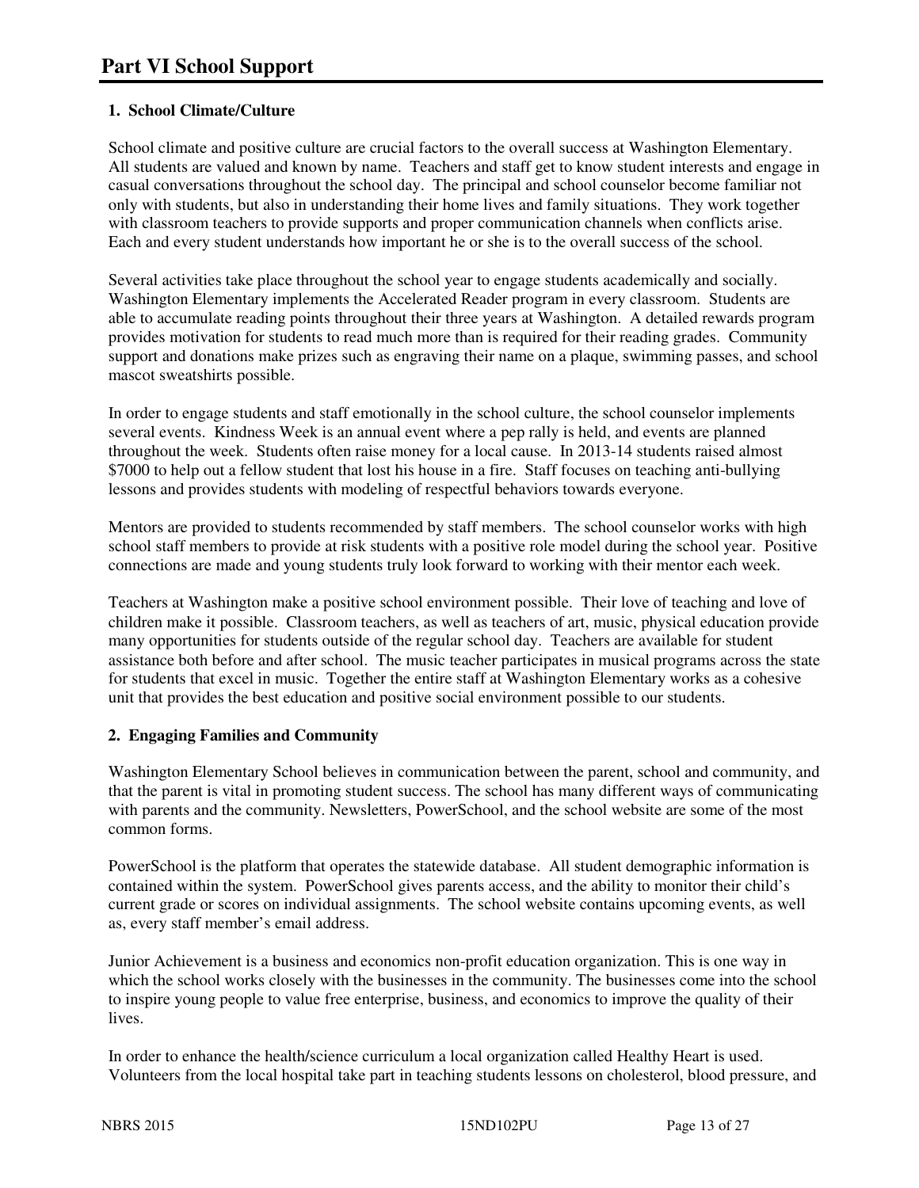# Part VI School Support

**1. School Climate/Culture**

School climate and positive culture are crucial factors to the overall success at Washington Elementary. All students are valued and known by name. Teachers and staff get to know student interests and engage in casual conversations throughout the school day. The principal and school counselor become familiar not only with students, but also in understanding their home lives and family situations. They work together with classroom teachers to provide supports and proper communication channels when conflicts arise. Each and every student understands how important he or she is to the overall success of the school.

Several activities take place throughout the school year to engage students academically and socially. Washington Elementary implements the Accelerated Reader program in every classroom. Students are able to accumulate reading points throughout their three years at Washington. A detailed rewards program provides motivation for students to read much more than is required for their reading grades. Community support and donations make prizes such as engraving their name on a plaque, swimming passes, and school mascot sweatshirts possible.

In order to engage students and staff emotionally in the school culture, the school counselor implements several events. Kindness Week is an annual event where a pep rally is held, and events are planned throughout the week. Students often raise money for a local cause. In 2013-14 students raised almost $7000 to help out a fellow student that lost his house in a fire. Staff focuses on teaching anti-bullying lessons and provides students with modeling of respectful behaviors towards everyone.

Mentors are provided to students recommended by staff members. The school counselor works with high school staff members to provide at risk students with a positive role model during the school year. Positive connections are made and young students truly look forward to working with their mentor each week.

Teachers at Washington make a positive school environment possible. Their love of teaching and love of children make it possible. Classroom teachers, as well as teachers of art, music, physical education provide many opportunities for students outside of the regular school day. Teachers are available for student assistance both before and after school. The music teacher participates in musical programs across the state for students that excel in music. Together the entire staff at Washington Elementary works as a cohesive unit that provides the best education and positive social environment possible to our students.

**2. Engaging Families and Community**

Washington Elementary School believes in communication between the parent, school and community, and that the parent is vital in promoting student success. The school has many different ways of communicating with parents and the community. Newsletters, PowerSchool, and the school website are some of the most common forms.

PowerSchool is the platform that operates the statewide database. All student demographic information is contained within the system. PowerSchool gives parents access, and the ability to monitor their child's current grade or scores on individual assignments. The school website contains upcoming events, as well as, every staff member's email address.

Junior Achievement is a business and economics non-profit education organization. This is one way in which the school works closely with the businesses in the community. The businesses come into the school to inspire young people to value free enterprise, business, and economics to improve the quality of their lives.

In order to enhance the health/science curriculum a local organization called Healthy Heart is used. Volunteers from the local hospital take part in teaching students lessons on cholesterol, blood pressure, and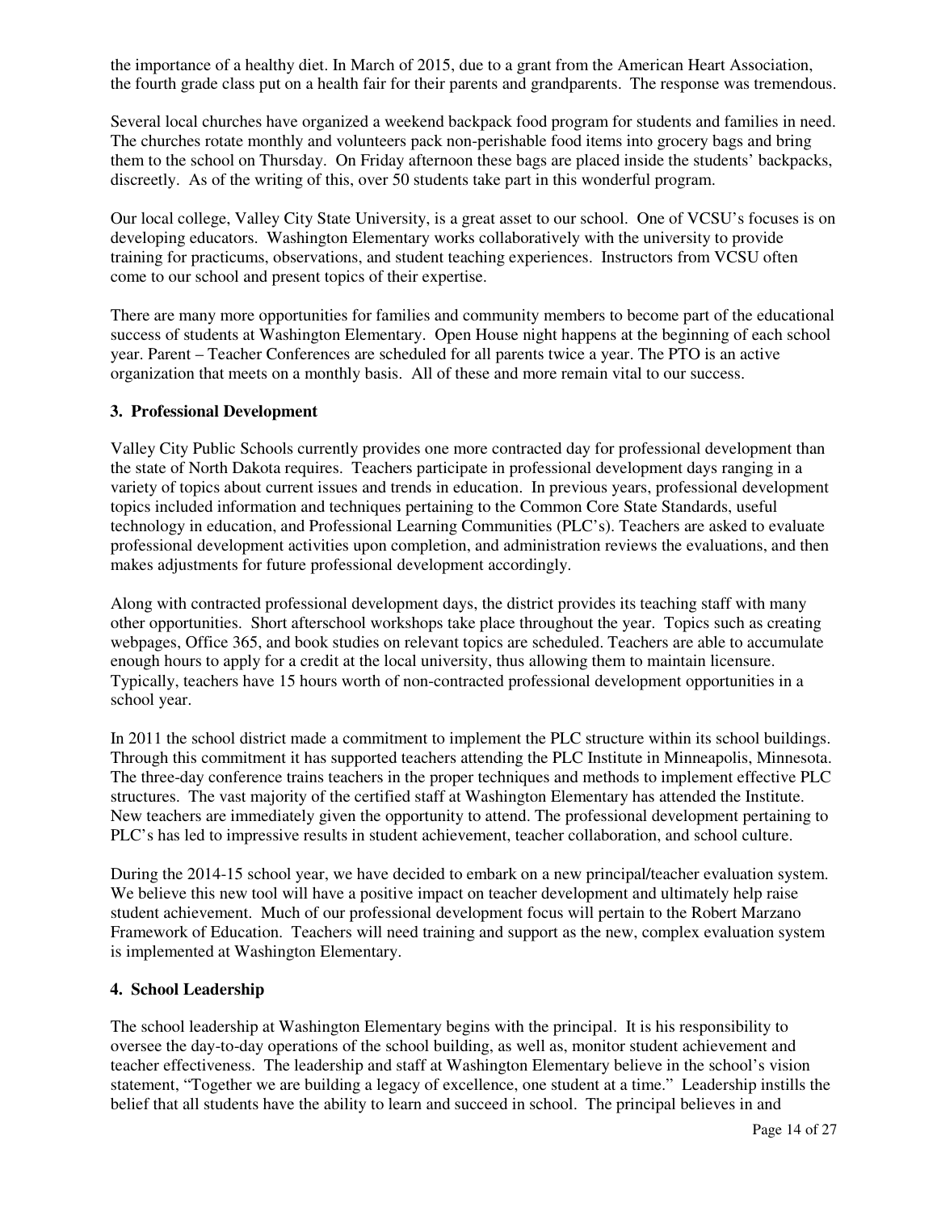the importance of a healthy diet. In March of 2015, due to a grant from the American Heart Association, the fourth grade class put on a health fair for their parents and grandparents. The response was tremendous.

Several local churches have organized a weekend backpack food program for students and families in need. The churches rotate monthly and volunteers pack non-perishable food items into grocery bags and bring them to the school on Thursday. On Friday afternoon these bags are placed inside the students' backpacks, discreetly. As of the writing of this, over 50 students take part in this wonderful program.

Our local college, Valley City State University, is a great asset to our school. One of VCSU's focuses is on developing educators. Washington Elementary works collaboratively with the university to provide training for practicums, observations, and student teaching experiences. Instructors from VCSU often come to our school and present topics of their expertise.

There are many more opportunities for families and community members to become part of the educational success of students at Washington Elementary. Open House night happens at the beginning of each school year. Parent – Teacher Conferences are scheduled for all parents twice a year. The PTO is an active organization that meets on a monthly basis. All of these and more remain vital to our success.

**3. Professional Development**

Valley City Public Schools currently provides one more contracted day for professional development than the state of North Dakota requires. Teachers participate in professional development days ranging in a variety of topics about current issues and trends in education. In previous years, professional development topics included information and techniques pertaining to the Common Core State Standards, useful technology in education, and Professional Learning Communities (PLC's). Teachers are asked to evaluate professional development activities upon completion, and administration reviews the evaluations, and then makes adjustments for future professional development accordingly.

Along with contracted professional development days, the district provides its teaching staff with many other opportunities. Short afterschool workshops take place throughout the year. Topics such as creating webpages, Office 365, and book studies on relevant topics are scheduled. Teachers are able to accumulate enough hours to apply for a credit at the local university, thus allowing them to maintain licensure. Typically, teachers have 15 hours worth of non-contracted professional development opportunities in a school year.

In 2011 the school district made a commitment to implement the PLC structure within its school buildings. Through this commitment it has supported teachers attending the PLC Institute in Minneapolis, Minnesota. The three-day conference trains teachers in the proper techniques and methods to implement effective PLC structures. The vast majority of the certified staff at Washington Elementary has attended the Institute. New teachers are immediately given the opportunity to attend. The professional development pertaining to PLC's has led to impressive results in student achievement, teacher collaboration, and school culture.

During the 2014-15 school year, we have decided to embark on a new principal/teacher evaluation system. We believe this new tool will have a positive impact on teacher development and ultimately help raise student achievement. Much of our professional development focus will pertain to the Robert Marzano Framework of Education. Teachers will need training and support as the new, complex evaluation system is implemented at Washington Elementary.

**4. School Leadership**

The school leadership at Washington Elementary begins with the principal. It is his responsibility to oversee the day-to-day operations of the school building, as well as, monitor student achievement and teacher effectiveness. The leadership and staff at Washington Elementary believe in the school's vision statement, "Together we are building a legacy of excellence, one student at a time." Leadership instills the belief that all students have the ability to learn and succeed in school. The principal believes in and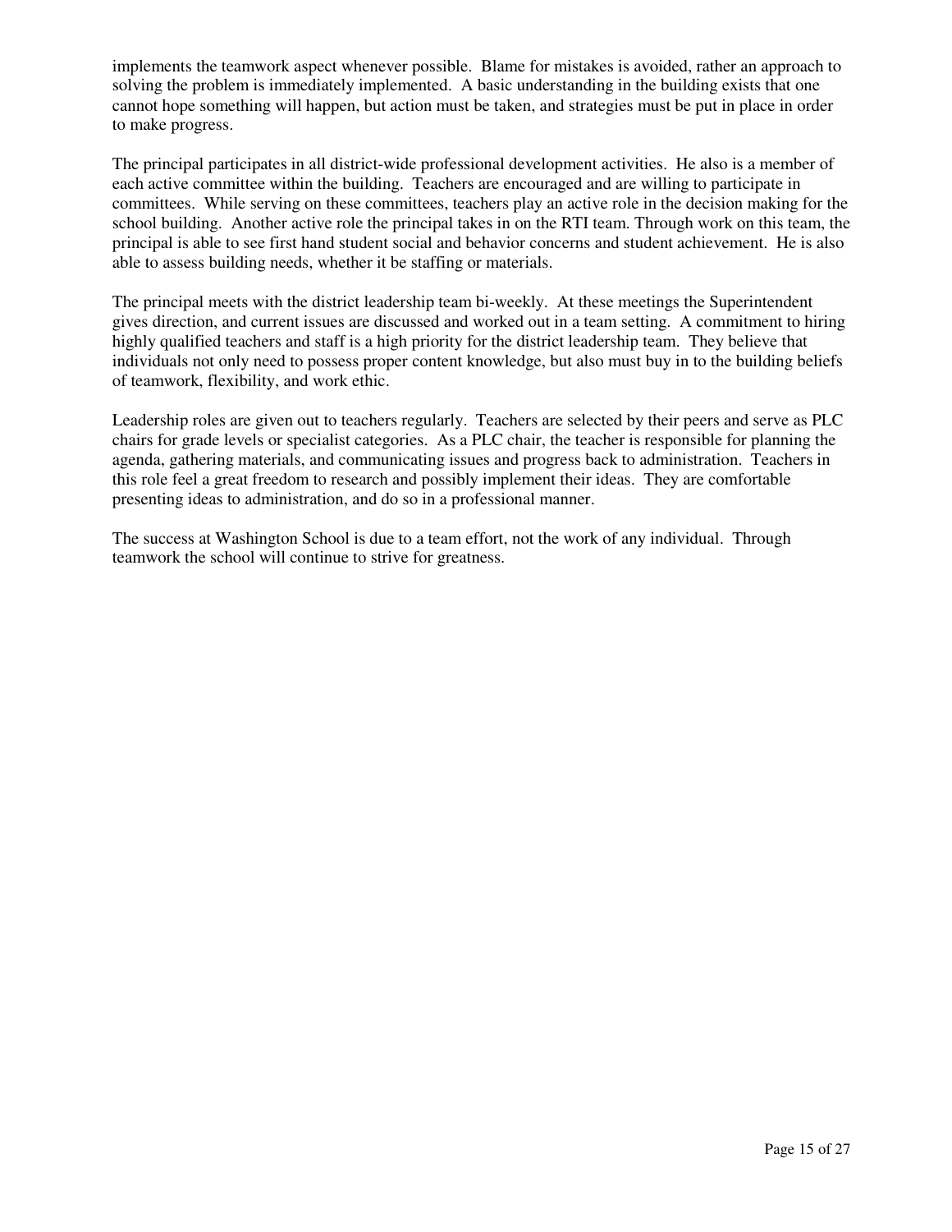implements the teamwork aspect whenever possible. Blame for mistakes is avoided, rather an approach to solving the problem is immediately implemented. A basic understanding in the building exists that one cannot hope something will happen, but action must be taken, and strategies must be put in place in order to make progress.

The principal participates in all district-wide professional development activities. He also is a member of each active committee within the building. Teachers are encouraged and are willing to participate in committees. While serving on these committees, teachers play an active role in the decision making for the school building. Another active role the principal takes in on the RTI team. Through work on this team, the principal is able to see first hand student social and behavior concerns and student achievement. He is also able to assess building needs, whether it be staffing or materials.

The principal meets with the district leadership team bi-weekly. At these meetings the Superintendent gives direction, and current issues are discussed and worked out in a team setting. A commitment to hiring highly qualified teachers and staff is a high priority for the district leadership team. They believe that individuals not only need to possess proper content knowledge, but also must buy in to the building beliefs of teamwork, flexibility, and work ethic.

Leadership roles are given out to teachers regularly. Teachers are selected by their peers and serve as PLC chairs for grade levels or specialist categories. As a PLC chair, the teacher is responsible for planning the agenda, gathering materials, and communicating issues and progress back to administration. Teachers in this role feel a great freedom to research and possibly implement their ideas. They are comfortable presenting ideas to administration, and do so in a professional manner.

The success at Washington School is due to a team effort, not the work of any individual. Through teamwork the school will continue to strive for greatness.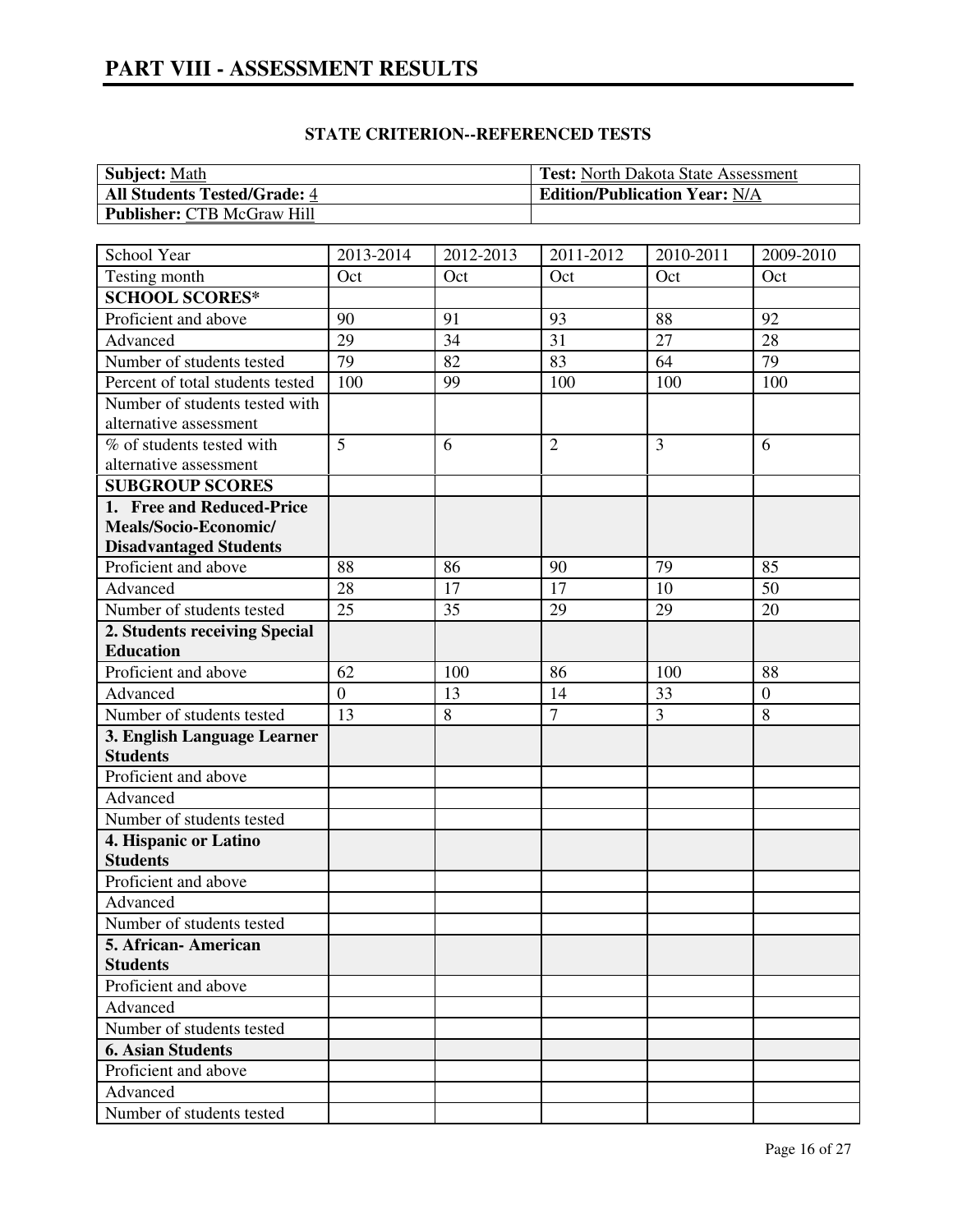# PART VIII - ASSESSMENT RESULTS

**STATE CRITERION--REFERENCED TESTS**

| **Subject:** Math | **Test:** North Dakota State Assessment |
|---|---|
| **All Students Tested/Grade:** 4 | **Edition/Publication Year:** N/A |
| **Publisher:** CTB McGraw Hill | |

| School Year | 2013-2014 | 2012-2013 | 2011-2012 | 2010-2011 | 2009-2010 |
|---|---|---|---|---|---|
| Testing month | Oct | Oct | Oct | Oct | Oct |
| **SCHOOL SCORES*** | | | | | |
| Proficient and above | 90 | 91 | 93 | 88 | 92 |
| Advanced | 29 | 34 | 31 | 27 | 28 |
| Number of students tested | 79 | 82 | 83 | 64 | 79 |
| Percent of total students tested | 100 | 99 | 100 | 100 | 100 |
| Number of students tested with alternative assessment | | | | | |
| % of students tested with alternative assessment | 5 | 6 | 2 | 3 | 6 |
| **SUBGROUP SCORES** | | | | | |
| **1. Free and Reduced-Price Meals/Socio-Economic/ Disadvantaged Students** | | | | | |
| Proficient and above | 88 | 86 | 90 | 79 | 85 |
| Advanced | 28 | 17 | 17 | 10 | 50 |
| Number of students tested | 25 | 35 | 29 | 29 | 20 |
| **2. Students receiving Special Education** | | | | | |
| Proficient and above | 62 | 100 | 86 | 100 | 88 |
| Advanced | 0 | 13 | 14 | 33 | 0 |
| Number of students tested | 13 | 8 | 7 | 3 | 8 |
| **3. English Language Learner Students** | | | | | |
| Proficient and above | | | | | |
| Advanced | | | | | |
| Number of students tested | | | | | |
| **4. Hispanic or Latino Students** | | | | | |
| Proficient and above | | | | | |
| Advanced | | | | | |
| Number of students tested | | | | | |
| **5. African- American Students** | | | | | |
| Proficient and above | | | | | |
| Advanced | | | | | |
| Number of students tested | | | | | |
| **6. Asian Students** | | | | | |
| Proficient and above | | | | | |
| Advanced | | | | | |
| Number of students tested | | | | | |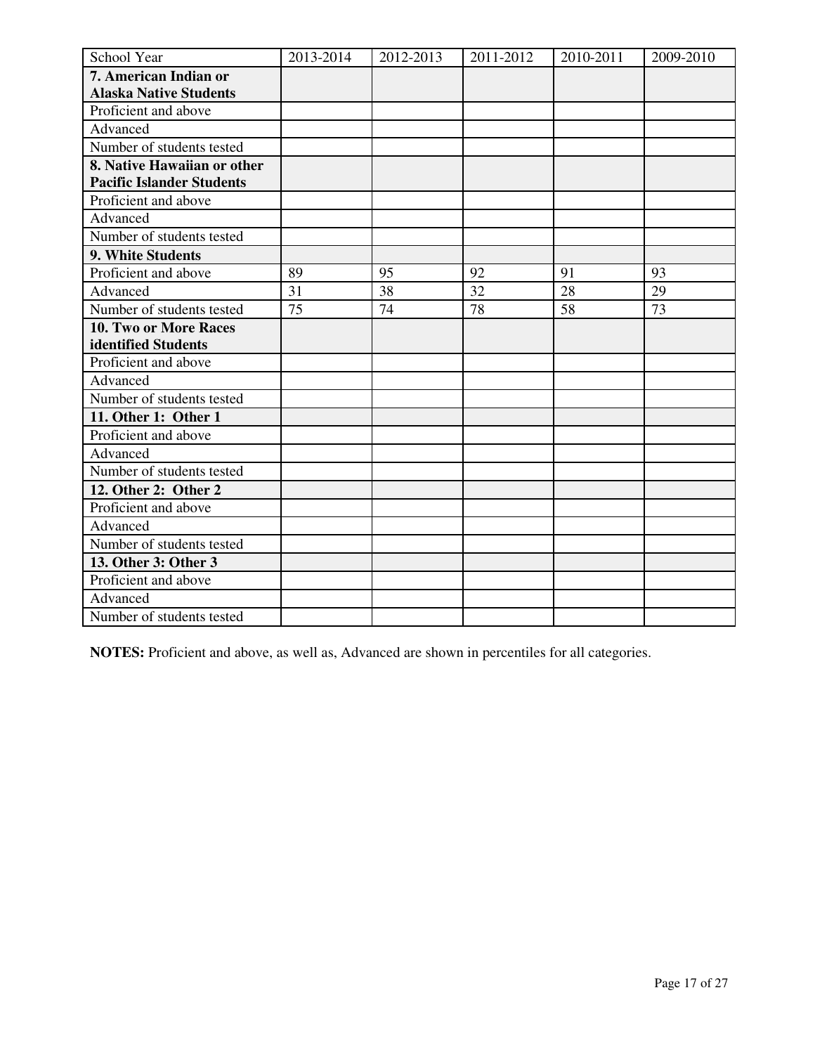| School Year | 2013-2014 | 2012-2013 | 2011-2012 | 2010-2011 | 2009-2010 |
|---|---|---|---|---|---|
| **7. American Indian or Alaska Native Students** | | | | | |
| Proficient and above | | | | | |
| Advanced | | | | | |
| Number of students tested | | | | | |
| **8. Native Hawaiian or other Pacific Islander Students** | | | | | |
| Proficient and above | | | | | |
| Advanced | | | | | |
| Number of students tested | | | | | |
| **9. White Students** | | | | | |
| Proficient and above | 89 | 95 | 92 | 91 | 93 |
| Advanced | 31 | 38 | 32 | 28 | 29 |
| Number of students tested | 75 | 74 | 78 | 58 | 73 |
| **10. Two or More Races identified Students** | | | | | |
| Proficient and above | | | | | |
| Advanced | | | | | |
| Number of students tested | | | | | |
| **11. Other 1: Other 1** | | | | | |
| Proficient and above | | | | | |
| Advanced | | | | | |
| Number of students tested | | | | | |
| **12. Other 2: Other 2** | | | | | |
| Proficient and above | | | | | |
| Advanced | | | | | |
| Number of students tested | | | | | |
| **13. Other 3: Other 3** | | | | | |
| Proficient and above | | | | | |
| Advanced | | | | | |
| Number of students tested | | | | | |

**NOTES:** Proficient and above, as well as, Advanced are shown in percentiles for all categories.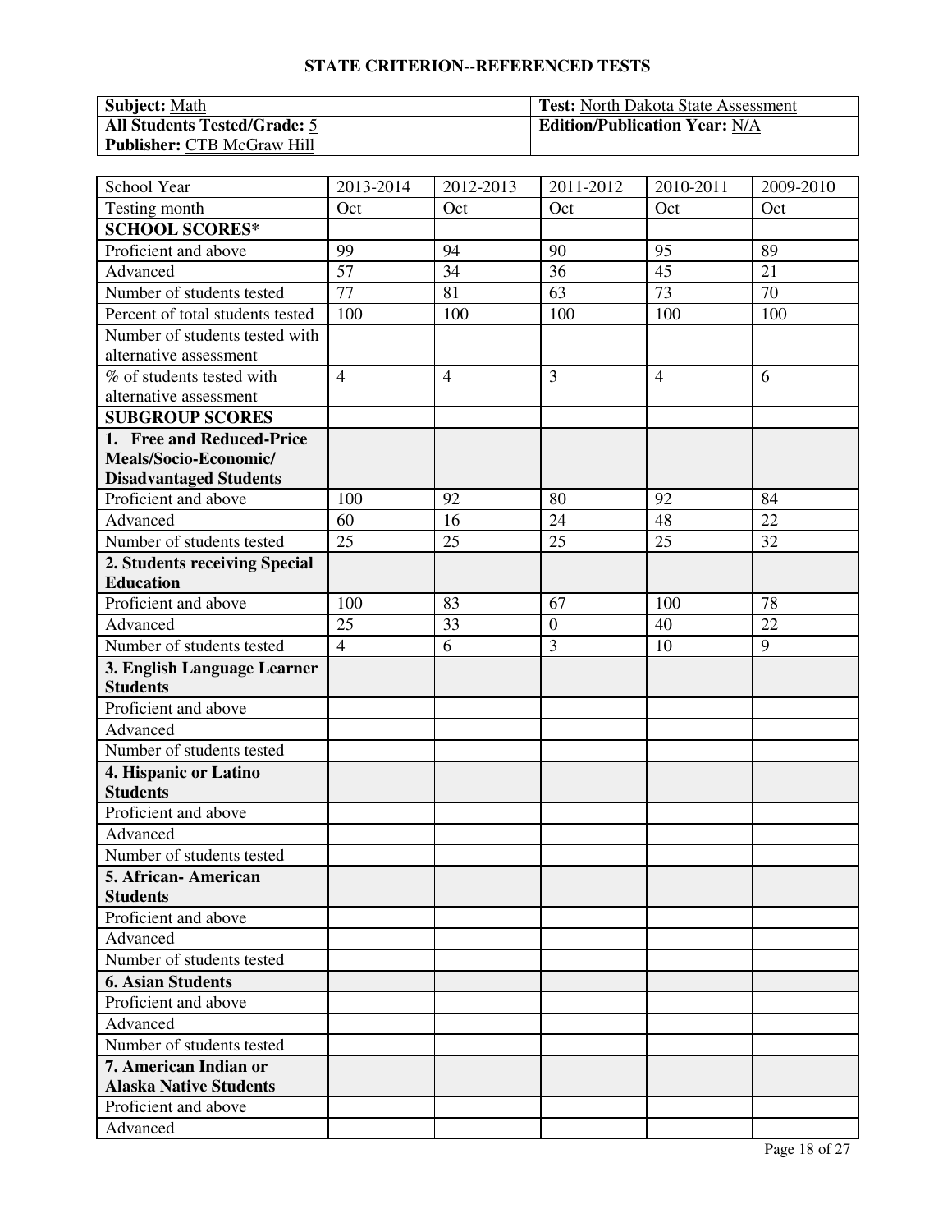## STATE CRITERION--REFERENCED TESTS

| **Subject:** Math | **Test:** North Dakota State Assessment |
|---|---|
| **All Students Tested/Grade:** 5 | **Edition/Publication Year:** N/A |
| **Publisher:** CTB McGraw Hill | |

| School Year | 2013-2014 | 2012-2013 | 2011-2012 | 2010-2011 | 2009-2010 |
|---|---|---|---|---|---|
| Testing month | Oct | Oct | Oct | Oct | Oct |
| **SCHOOL SCORES*** | | | | | |
| Proficient and above | 99 | 94 | 90 | 95 | 89 |
| Advanced | 57 | 34 | 36 | 45 | 21 |
| Number of students tested | 77 | 81 | 63 | 73 | 70 |
| Percent of total students tested | 100 | 100 | 100 | 100 | 100 |
| Number of students tested with alternative assessment | | | | | |
| % of students tested with alternative assessment | 4 | 4 | 3 | 4 | 6 |
| **SUBGROUP SCORES** | | | | | |
| **1. Free and Reduced-Price Meals/Socio-Economic/ Disadvantaged Students** | | | | | |
| Proficient and above | 100 | 92 | 80 | 92 | 84 |
| Advanced | 60 | 16 | 24 | 48 | 22 |
| Number of students tested | 25 | 25 | 25 | 25 | 32 |
| **2. Students receiving Special Education** | | | | | |
| Proficient and above | 100 | 83 | 67 | 100 | 78 |
| Advanced | 25 | 33 | 0 | 40 | 22 |
| Number of students tested | 4 | 6 | 3 | 10 | 9 |
| **3. English Language Learner Students** | | | | | |
| Proficient and above | | | | | |
| Advanced | | | | | |
| Number of students tested | | | | | |
| **4. Hispanic or Latino Students** | | | | | |
| Proficient and above | | | | | |
| Advanced | | | | | |
| Number of students tested | | | | | |
| **5. African- American Students** | | | | | |
| Proficient and above | | | | | |
| Advanced | | | | | |
| Number of students tested | | | | | |
| **6. Asian Students** | | | | | |
| Proficient and above | | | | | |
| Advanced | | | | | |
| Number of students tested | | | | | |
| **7. American Indian or Alaska Native Students** | | | | | |
| Proficient and above | | | | | |
| Advanced | | | | | |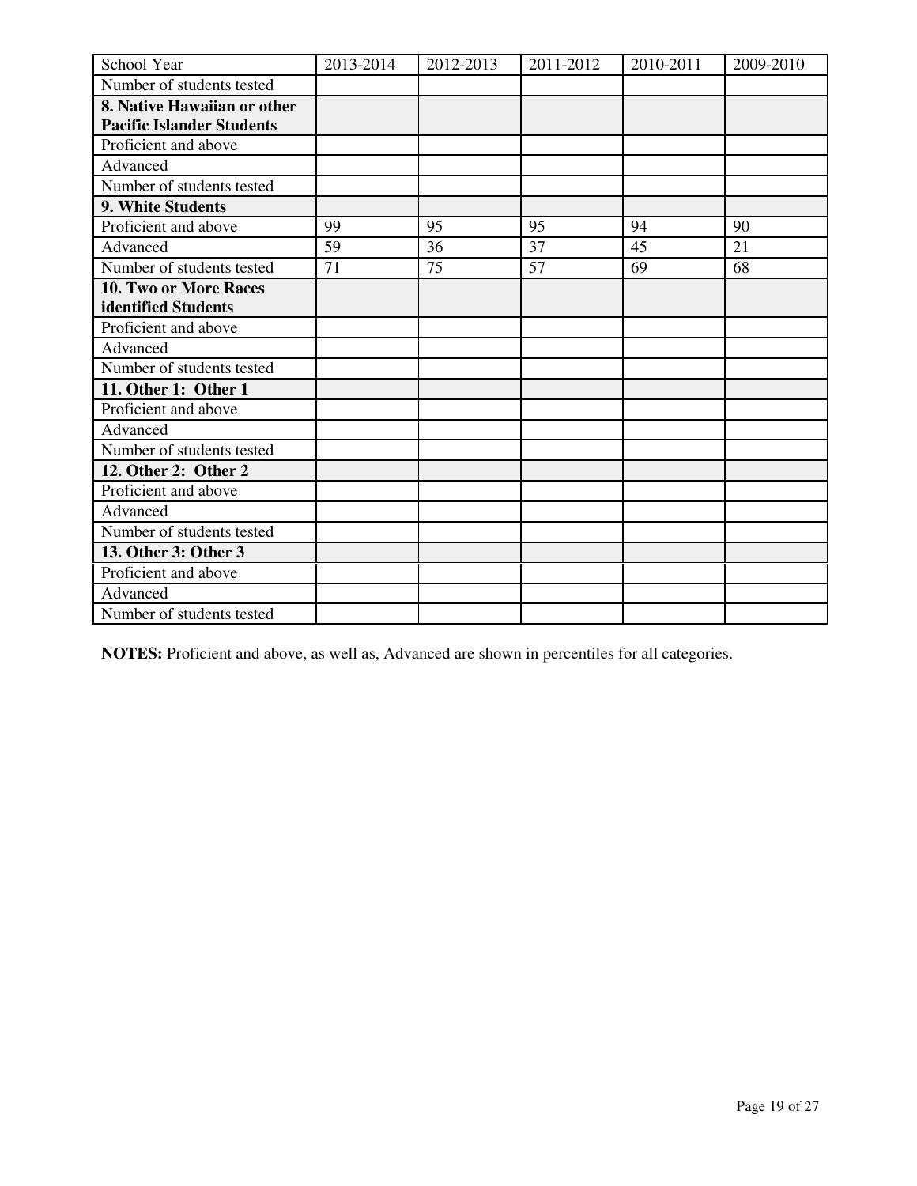| School Year | 2013-2014 | 2012-2013 | 2011-2012 | 2010-2011 | 2009-2010 |
|---|---|---|---|---|---|
| Number of students tested | | | | | |
| **8. Native Hawaiian or other Pacific Islander Students** | | | | | |
| Proficient and above | | | | | |
| Advanced | | | | | |
| Number of students tested | | | | | |
| **9. White Students** | | | | | |
| Proficient and above | 99 | 95 | 95 | 94 | 90 |
| Advanced | 59 | 36 | 37 | 45 | 21 |
| Number of students tested | 71 | 75 | 57 | 69 | 68 |
| **10. Two or More Races identified Students** | | | | | |
| Proficient and above | | | | | |
| Advanced | | | | | |
| Number of students tested | | | | | |
| **11. Other 1: Other 1** | | | | | |
| Proficient and above | | | | | |
| Advanced | | | | | |
| Number of students tested | | | | | |
| **12. Other 2: Other 2** | | | | | |
| Proficient and above | | | | | |
| Advanced | | | | | |
| Number of students tested | | | | | |
| **13. Other 3: Other 3** | | | | | |
| Proficient and above | | | | | |
| Advanced | | | | | |
| Number of students tested | | | | | |

**NOTES:** Proficient and above, as well as, Advanced are shown in percentiles for all categories.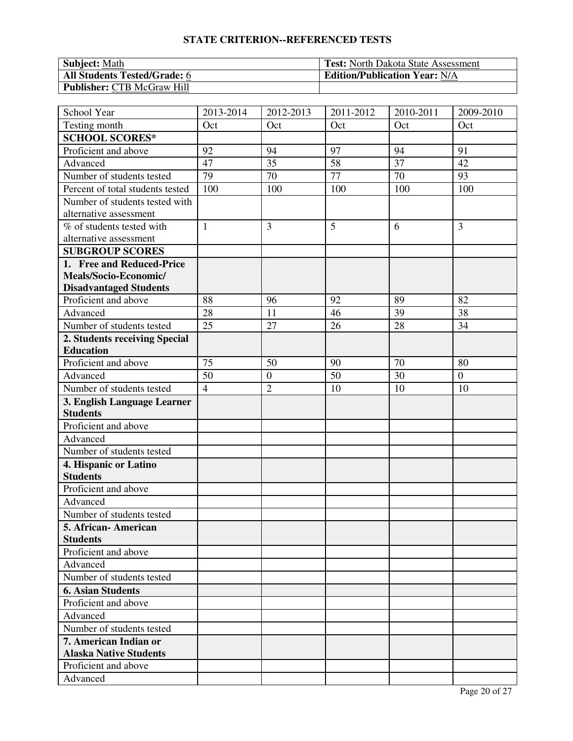## STATE CRITERION--REFERENCED TESTS

| **Subject:** Math | **Test:** North Dakota State Assessment |
|---|---|
| **All Students Tested/Grade:** 6 | **Edition/Publication Year:** N/A |
| **Publisher:** CTB McGraw Hill | |

| School Year | 2013-2014 | 2012-2013 | 2011-2012 | 2010-2011 | 2009-2010 |
|---|---|---|---|---|---|
| Testing month | Oct | Oct | Oct | Oct | Oct |
| **SCHOOL SCORES*** | | | | | |
| Proficient and above | 92 | 94 | 97 | 94 | 91 |
| Advanced | 47 | 35 | 58 | 37 | 42 |
| Number of students tested | 79 | 70 | 77 | 70 | 93 |
| Percent of total students tested | 100 | 100 | 100 | 100 | 100 |
| Number of students tested with alternative assessment | | | | | |
| % of students tested with alternative assessment | 1 | 3 | 5 | 6 | 3 |
| **SUBGROUP SCORES** | | | | | |
| **1. Free and Reduced-Price Meals/Socio-Economic/ Disadvantaged Students** | | | | | |
| Proficient and above | 88 | 96 | 92 | 89 | 82 |
| Advanced | 28 | 11 | 46 | 39 | 38 |
| Number of students tested | 25 | 27 | 26 | 28 | 34 |
| **2. Students receiving Special Education** | | | | | |
| Proficient and above | 75 | 50 | 90 | 70 | 80 |
| Advanced | 50 | 0 | 50 | 30 | 0 |
| Number of students tested | 4 | 2 | 10 | 10 | 10 |
| **3. English Language Learner Students** | | | | | |
| Proficient and above | | | | | |
| Advanced | | | | | |
| Number of students tested | | | | | |
| **4. Hispanic or Latino Students** | | | | | |
| Proficient and above | | | | | |
| Advanced | | | | | |
| Number of students tested | | | | | |
| **5. African- American Students** | | | | | |
| Proficient and above | | | | | |
| Advanced | | | | | |
| Number of students tested | | | | | |
| **6. Asian Students** | | | | | |
| Proficient and above | | | | | |
| Advanced | | | | | |
| Number of students tested | | | | | |
| **7. American Indian or Alaska Native Students** | | | | | |
| Proficient and above | | | | | |
| Advanced | | | | | |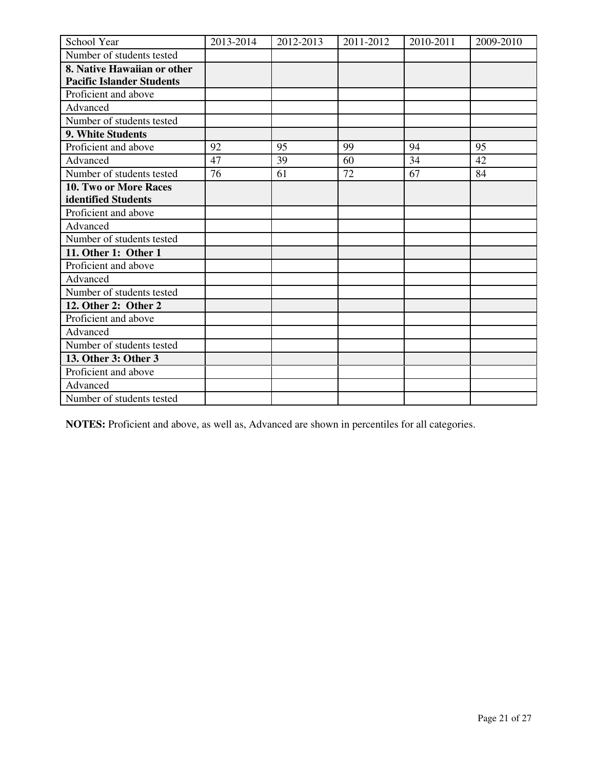| School Year | 2013-2014 | 2012-2013 | 2011-2012 | 2010-2011 | 2009-2010 |
|---|---|---|---|---|---|
| Number of students tested | | | | | |
| **8. Native Hawaiian or other Pacific Islander Students** | | | | | |
| Proficient and above | | | | | |
| Advanced | | | | | |
| Number of students tested | | | | | |
| **9. White Students** | | | | | |
| Proficient and above | 92 | 95 | 99 | 94 | 95 |
| Advanced | 47 | 39 | 60 | 34 | 42 |
| Number of students tested | 76 | 61 | 72 | 67 | 84 |
| **10. Two or More Races identified Students** | | | | | |
| Proficient and above | | | | | |
| Advanced | | | | | |
| Number of students tested | | | | | |
| **11. Other 1: Other 1** | | | | | |
| Proficient and above | | | | | |
| Advanced | | | | | |
| Number of students tested | | | | | |
| **12. Other 2: Other 2** | | | | | |
| Proficient and above | | | | | |
| Advanced | | | | | |
| Number of students tested | | | | | |
| **13. Other 3: Other 3** | | | | | |
| Proficient and above | | | | | |
| Advanced | | | | | |
| Number of students tested | | | | | |

**NOTES:** Proficient and above, as well as, Advanced are shown in percentiles for all categories.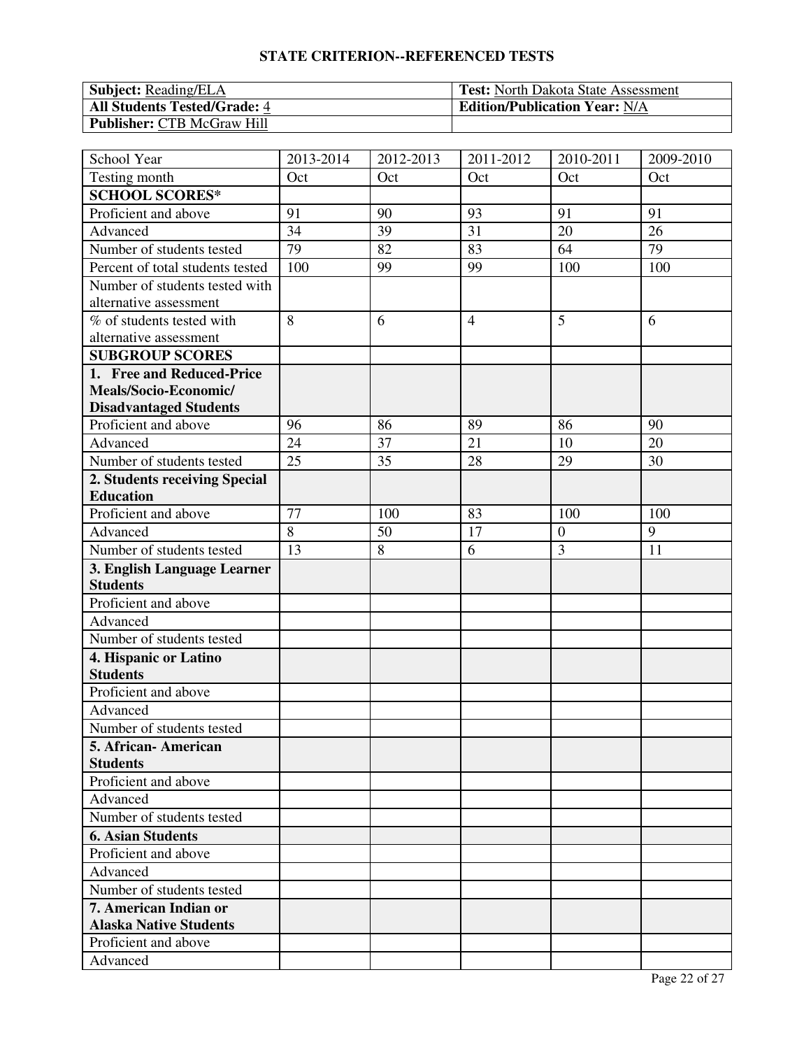## STATE CRITERION--REFERENCED TESTS

| **Subject:** Reading/ELA | **Test:** North Dakota State Assessment |
|---|---|
| **All Students Tested/Grade:** 4 | **Edition/Publication Year:** N/A |
| **Publisher:** CTB McGraw Hill | |

| School Year | 2013-2014 | 2012-2013 | 2011-2012 | 2010-2011 | 2009-2010 |
|---|---|---|---|---|---|
| Testing month | Oct | Oct | Oct | Oct | Oct |
| **SCHOOL SCORES*** | | | | | |
| Proficient and above | 91 | 90 | 93 | 91 | 91 |
| Advanced | 34 | 39 | 31 | 20 | 26 |
| Number of students tested | 79 | 82 | 83 | 64 | 79 |
| Percent of total students tested | 100 | 99 | 99 | 100 | 100 |
| Number of students tested with alternative assessment | | | | | |
| % of students tested with alternative assessment | 8 | 6 | 4 | 5 | 6 |
| **SUBGROUP SCORES** | | | | | |
| **1. Free and Reduced-Price Meals/Socio-Economic/ Disadvantaged Students** | | | | | |
| Proficient and above | 96 | 86 | 89 | 86 | 90 |
| Advanced | 24 | 37 | 21 | 10 | 20 |
| Number of students tested | 25 | 35 | 28 | 29 | 30 |
| **2. Students receiving Special Education** | | | | | |
| Proficient and above | 77 | 100 | 83 | 100 | 100 |
| Advanced | 8 | 50 | 17 | 0 | 9 |
| Number of students tested | 13 | 8 | 6 | 3 | 11 |
| **3. English Language Learner Students** | | | | | |
| Proficient and above | | | | | |
| Advanced | | | | | |
| Number of students tested | | | | | |
| **4. Hispanic or Latino Students** | | | | | |
| Proficient and above | | | | | |
| Advanced | | | | | |
| Number of students tested | | | | | |
| **5. African- American Students** | | | | | |
| Proficient and above | | | | | |
| Advanced | | | | | |
| Number of students tested | | | | | |
| **6. Asian Students** | | | | | |
| Proficient and above | | | | | |
| Advanced | | | | | |
| Number of students tested | | | | | |
| **7. American Indian or Alaska Native Students** | | | | | |
| Proficient and above | | | | | |
| Advanced | | | | | |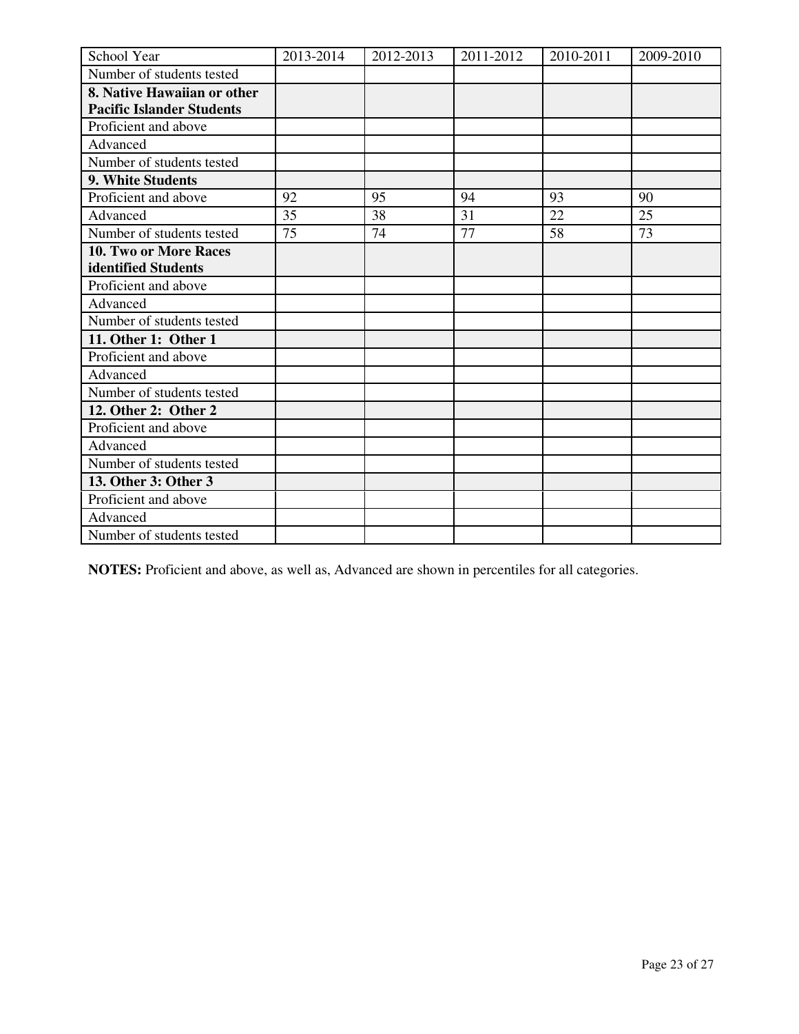| School Year | 2013-2014 | 2012-2013 | 2011-2012 | 2010-2011 | 2009-2010 |
|---|---|---|---|---|---|
| Number of students tested | | | | | |
| **8. Native Hawaiian or other Pacific Islander Students** | | | | | |
| Proficient and above | | | | | |
| Advanced | | | | | |
| Number of students tested | | | | | |
| **9. White Students** | | | | | |
| Proficient and above | 92 | 95 | 94 | 93 | 90 |
| Advanced | 35 | 38 | 31 | 22 | 25 |
| Number of students tested | 75 | 74 | 77 | 58 | 73 |
| **10. Two or More Races identified Students** | | | | | |
| Proficient and above | | | | | |
| Advanced | | | | | |
| Number of students tested | | | | | |
| **11. Other 1: Other 1** | | | | | |
| Proficient and above | | | | | |
| Advanced | | | | | |
| Number of students tested | | | | | |
| **12. Other 2: Other 2** | | | | | |
| Proficient and above | | | | | |
| Advanced | | | | | |
| Number of students tested | | | | | |
| **13. Other 3: Other 3** | | | | | |
| Proficient and above | | | | | |
| Advanced | | | | | |
| Number of students tested | | | | | |

**NOTES:** Proficient and above, as well as, Advanced are shown in percentiles for all categories.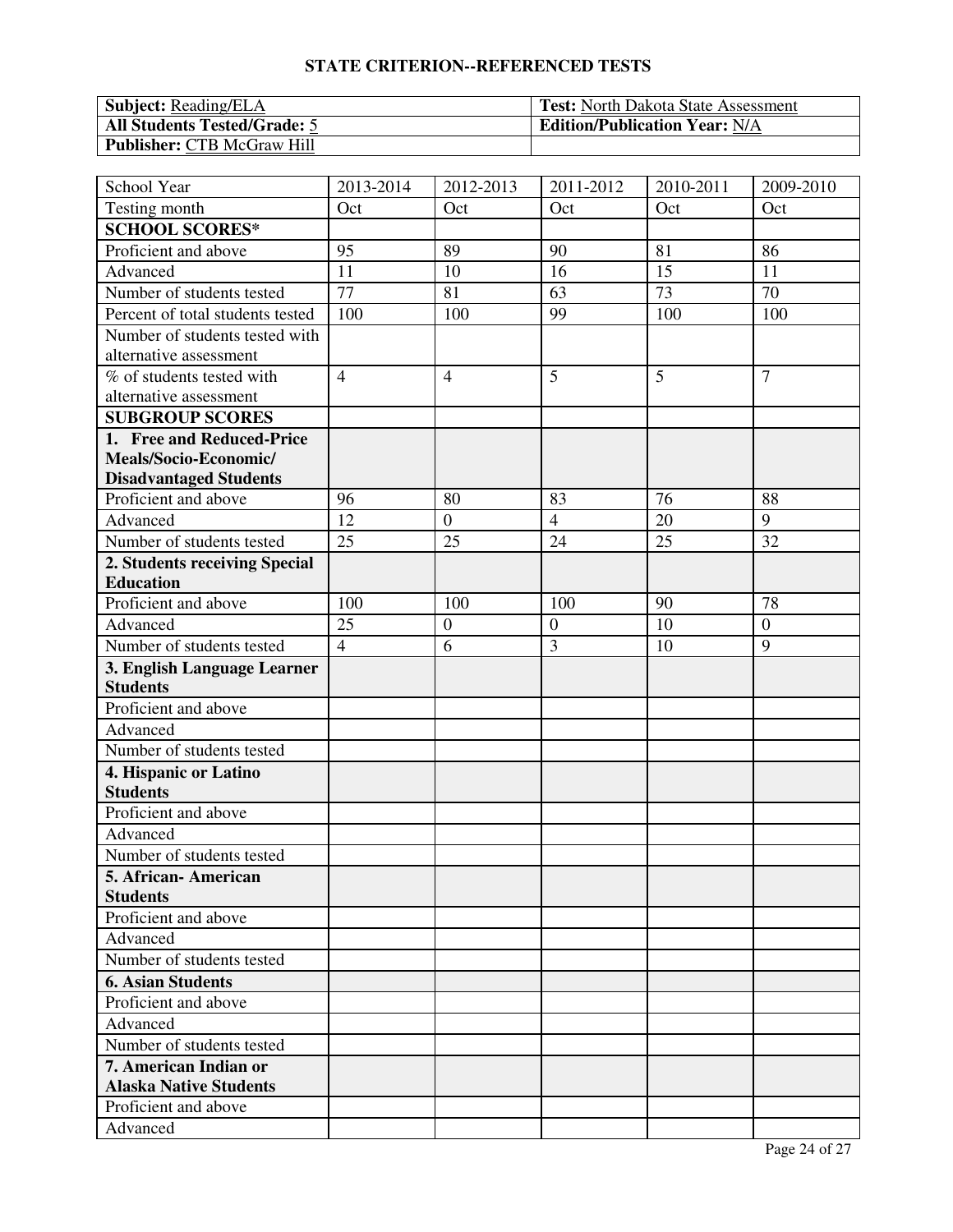## STATE CRITERION--REFERENCED TESTS

| **Subject:** Reading/ELA | **Test:** North Dakota State Assessment |
|---|---|
| **All Students Tested/Grade:** 5 | **Edition/Publication Year:** N/A |
| **Publisher:** CTB McGraw Hill | |

| School Year | 2013-2014 | 2012-2013 | 2011-2012 | 2010-2011 | 2009-2010 |
|---|---|---|---|---|---|
| Testing month | Oct | Oct | Oct | Oct | Oct |
| **SCHOOL SCORES*** | | | | | |
| Proficient and above | 95 | 89 | 90 | 81 | 86 |
| Advanced | 11 | 10 | 16 | 15 | 11 |
| Number of students tested | 77 | 81 | 63 | 73 | 70 |
| Percent of total students tested | 100 | 100 | 99 | 100 | 100 |
| Number of students tested with alternative assessment | | | | | |
| % of students tested with alternative assessment | 4 | 4 | 5 | 5 | 7 |
| **SUBGROUP SCORES** | | | | | |
| **1. Free and Reduced-Price Meals/Socio-Economic/ Disadvantaged Students** | | | | | |
| Proficient and above | 96 | 80 | 83 | 76 | 88 |
| Advanced | 12 | 0 | 4 | 20 | 9 |
| Number of students tested | 25 | 25 | 24 | 25 | 32 |
| **2. Students receiving Special Education** | | | | | |
| Proficient and above | 100 | 100 | 100 | 90 | 78 |
| Advanced | 25 | 0 | 0 | 10 | 0 |
| Number of students tested | 4 | 6 | 3 | 10 | 9 |
| **3. English Language Learner Students** | | | | | |
| Proficient and above | | | | | |
| Advanced | | | | | |
| Number of students tested | | | | | |
| **4. Hispanic or Latino Students** | | | | | |
| Proficient and above | | | | | |
| Advanced | | | | | |
| Number of students tested | | | | | |
| **5. African- American Students** | | | | | |
| Proficient and above | | | | | |
| Advanced | | | | | |
| Number of students tested | | | | | |
| **6. Asian Students** | | | | | |
| Proficient and above | | | | | |
| Advanced | | | | | |
| Number of students tested | | | | | |
| **7. American Indian or Alaska Native Students** | | | | | |
| Proficient and above | | | | | |
| Advanced | | | | | |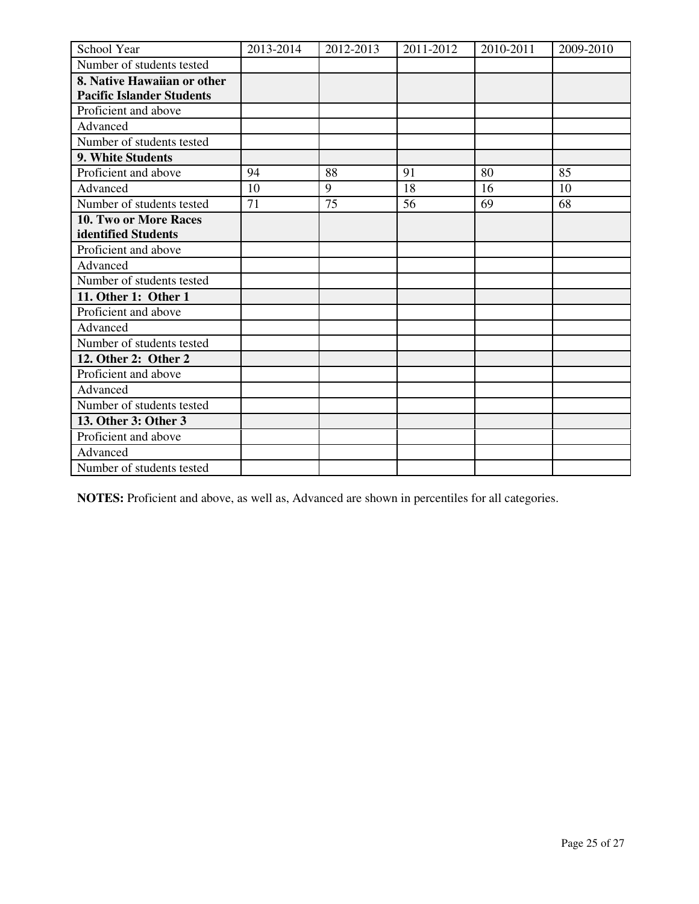| School Year | 2013-2014 | 2012-2013 | 2011-2012 | 2010-2011 | 2009-2010 |
| --- | --- | --- | --- | --- | --- |
| Number of students tested | | | | | |
| **8. Native Hawaiian or other Pacific Islander Students** | | | | | |
| Proficient and above | | | | | |
| Advanced | | | | | |
| Number of students tested | | | | | |
| **9. White Students** | | | | | |
| Proficient and above | 94 | 88 | 91 | 80 | 85 |
| Advanced | 10 | 9 | 18 | 16 | 10 |
| Number of students tested | 71 | 75 | 56 | 69 | 68 |
| **10. Two or More Races identified Students** | | | | | |
| Proficient and above | | | | | |
| Advanced | | | | | |
| Number of students tested | | | | | |
| **11. Other 1: Other 1** | | | | | |
| Proficient and above | | | | | |
| Advanced | | | | | |
| Number of students tested | | | | | |
| **12. Other 2: Other 2** | | | | | |
| Proficient and above | | | | | |
| Advanced | | | | | |
| Number of students tested | | | | | |
| **13. Other 3: Other 3** | | | | | |
| Proficient and above | | | | | |
| Advanced | | | | | |
| Number of students tested | | | | | |

**NOTES:** Proficient and above, as well as, Advanced are shown in percentiles for all categories.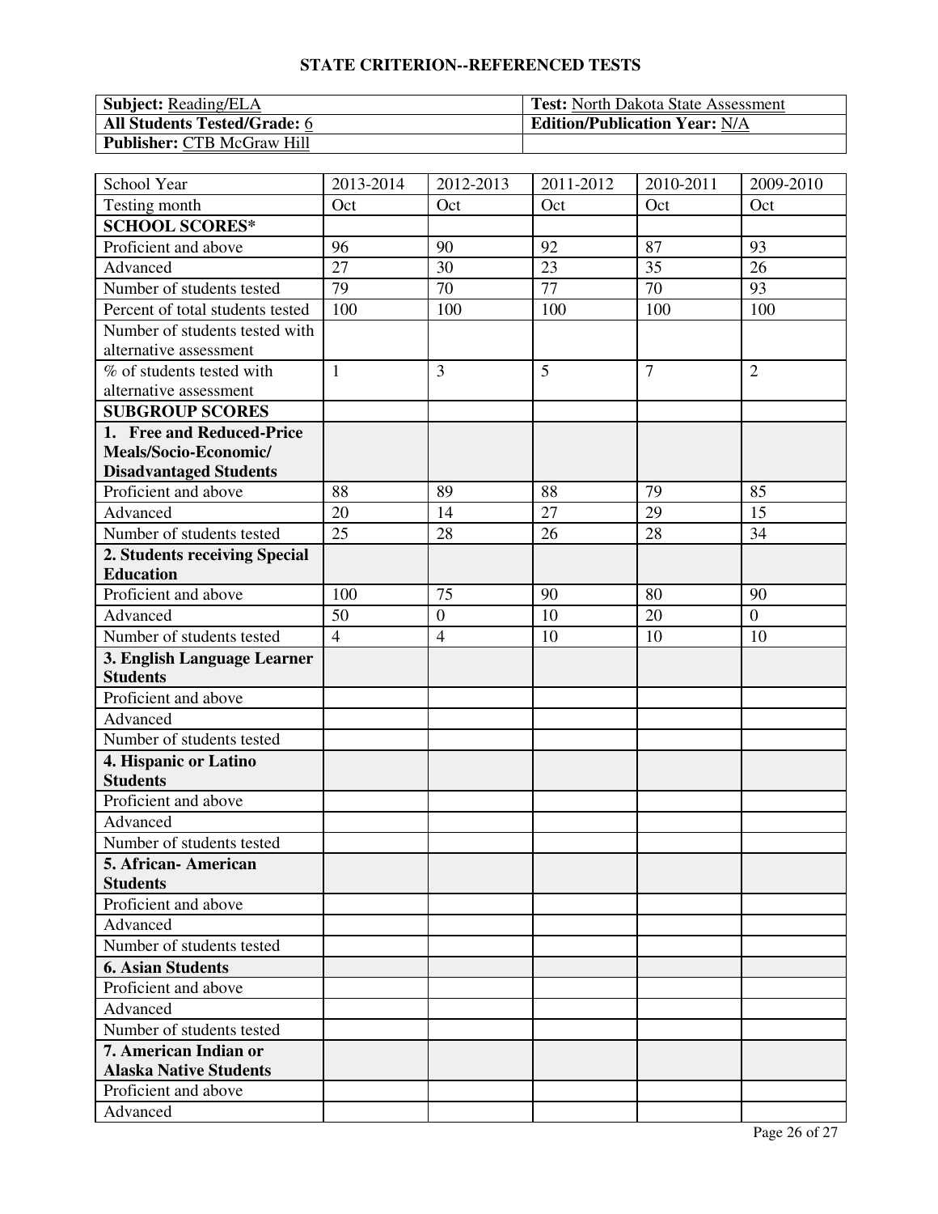## STATE CRITERION--REFERENCED TESTS

| **Subject:** Reading/ELA | **Test:** North Dakota State Assessment |
|---|---|
| **All Students Tested/Grade:** 6 | **Edition/Publication Year:** N/A |
| **Publisher:** CTB McGraw Hill | |

| School Year | 2013-2014 | 2012-2013 | 2011-2012 | 2010-2011 | 2009-2010 |
|---|---|---|---|---|---|
| Testing month | Oct | Oct | Oct | Oct | Oct |
| **SCHOOL SCORES*** | | | | | |
| Proficient and above | 96 | 90 | 92 | 87 | 93 |
| Advanced | 27 | 30 | 23 | 35 | 26 |
| Number of students tested | 79 | 70 | 77 | 70 | 93 |
| Percent of total students tested | 100 | 100 | 100 | 100 | 100 |
| Number of students tested with alternative assessment | | | | | |
| % of students tested with alternative assessment | 1 | 3 | 5 | 7 | 2 |
| **SUBGROUP SCORES** | | | | | |
| **1. Free and Reduced-Price Meals/Socio-Economic/ Disadvantaged Students** | | | | | |
| Proficient and above | 88 | 89 | 88 | 79 | 85 |
| Advanced | 20 | 14 | 27 | 29 | 15 |
| Number of students tested | 25 | 28 | 26 | 28 | 34 |
| **2. Students receiving Special Education** | | | | | |
| Proficient and above | 100 | 75 | 90 | 80 | 90 |
| Advanced | 50 | 0 | 10 | 20 | 0 |
| Number of students tested | 4 | 4 | 10 | 10 | 10 |
| **3. English Language Learner Students** | | | | | |
| Proficient and above | | | | | |
| Advanced | | | | | |
| Number of students tested | | | | | |
| **4. Hispanic or Latino Students** | | | | | |
| Proficient and above | | | | | |
| Advanced | | | | | |
| Number of students tested | | | | | |
| **5. African- American Students** | | | | | |
| Proficient and above | | | | | |
| Advanced | | | | | |
| Number of students tested | | | | | |
| **6. Asian Students** | | | | | |
| Proficient and above | | | | | |
| Advanced | | | | | |
| Number of students tested | | | | | |
| **7. American Indian or Alaska Native Students** | | | | | |
| Proficient and above | | | | | |
| Advanced | | | | | |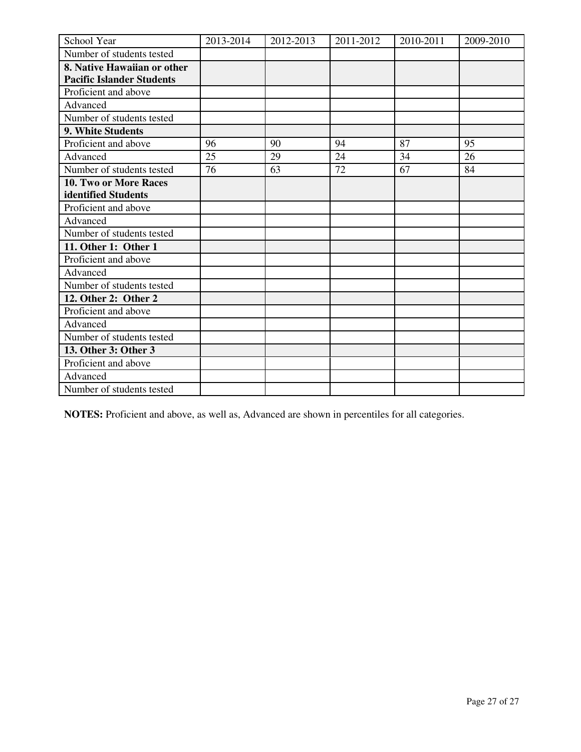| School Year | 2013-2014 | 2012-2013 | 2011-2012 | 2010-2011 | 2009-2010 |
|---|---|---|---|---|---|
| Number of students tested | | | | | |
| **8. Native Hawaiian or other Pacific Islander Students** | | | | | |
| Proficient and above | | | | | |
| Advanced | | | | | |
| Number of students tested | | | | | |
| **9. White Students** | | | | | |
| Proficient and above | 96 | 90 | 94 | 87 | 95 |
| Advanced | 25 | 29 | 24 | 34 | 26 |
| Number of students tested | 76 | 63 | 72 | 67 | 84 |
| **10. Two or More Races identified Students** | | | | | |
| Proficient and above | | | | | |
| Advanced | | | | | |
| Number of students tested | | | | | |
| **11. Other 1: Other 1** | | | | | |
| Proficient and above | | | | | |
| Advanced | | | | | |
| Number of students tested | | | | | |
| **12. Other 2: Other 2** | | | | | |
| Proficient and above | | | | | |
| Advanced | | | | | |
| Number of students tested | | | | | |
| **13. Other 3: Other 3** | | | | | |
| Proficient and above | | | | | |
| Advanced | | | | | |
| Number of students tested | | | | | |

**NOTES:** Proficient and above, as well as, Advanced are shown in percentiles for all categories.